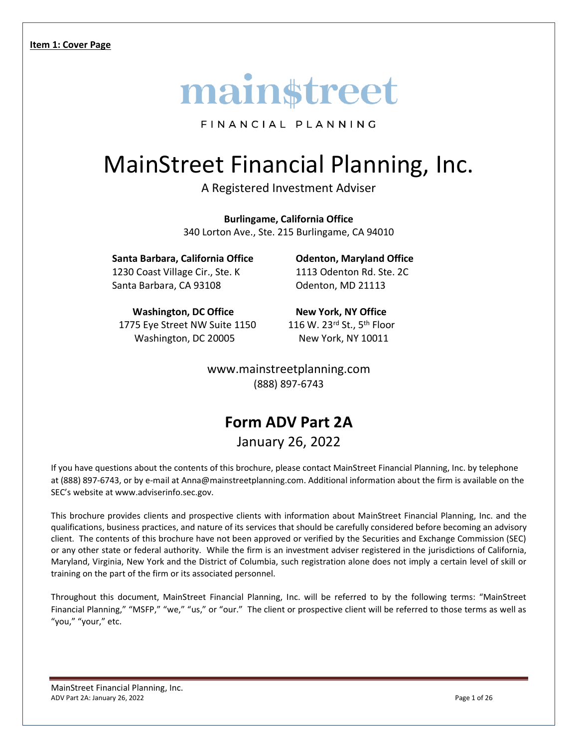**Item 1: Cover Page**

mainstreet

FINANCIAL PLANNING

# MainStreet Financial Planning, Inc.

A Registered Investment Adviser

**Burlingame, California Office**
340 Lorton Ave., Ste. 215 Burlingame, CA 94010

**Santa Barbara, California Office**
1230 Coast Village Cir., Ste. K
Santa Barbara, CA 93108

**Odenton, Maryland Office**
1113 Odenton Rd. Ste. 2C
Odenton, MD 21113

**Washington, DC Office**
1775 Eye Street NW Suite 1150
Washington, DC 20005

**New York, NY Office**
116 W. 23rd St., 5th Floor
New York, NY 10011

www.mainstreetplanning.com
(888) 897-6743

## Form ADV Part 2A

January 26, 2022

If you have questions about the contents of this brochure, please contact MainStreet Financial Planning, Inc. by telephone at (888) 897-6743, or by e-mail at Anna@mainstreetplanning.com. Additional information about the firm is available on the SEC's website at www.adviserinfo.sec.gov.

This brochure provides clients and prospective clients with information about MainStreet Financial Planning, Inc. and the qualifications, business practices, and nature of its services that should be carefully considered before becoming an advisory client. The contents of this brochure have not been approved or verified by the Securities and Exchange Commission (SEC) or any other state or federal authority. While the firm is an investment adviser registered in the jurisdictions of California, Maryland, Virginia, New York and the District of Columbia, such registration alone does not imply a certain level of skill or training on the part of the firm or its associated personnel.

Throughout this document, MainStreet Financial Planning, Inc. will be referred to by the following terms: "MainStreet Financial Planning," "MSFP," "we," "us," or "our." The client or prospective client will be referred to those terms as well as "you," "your," etc.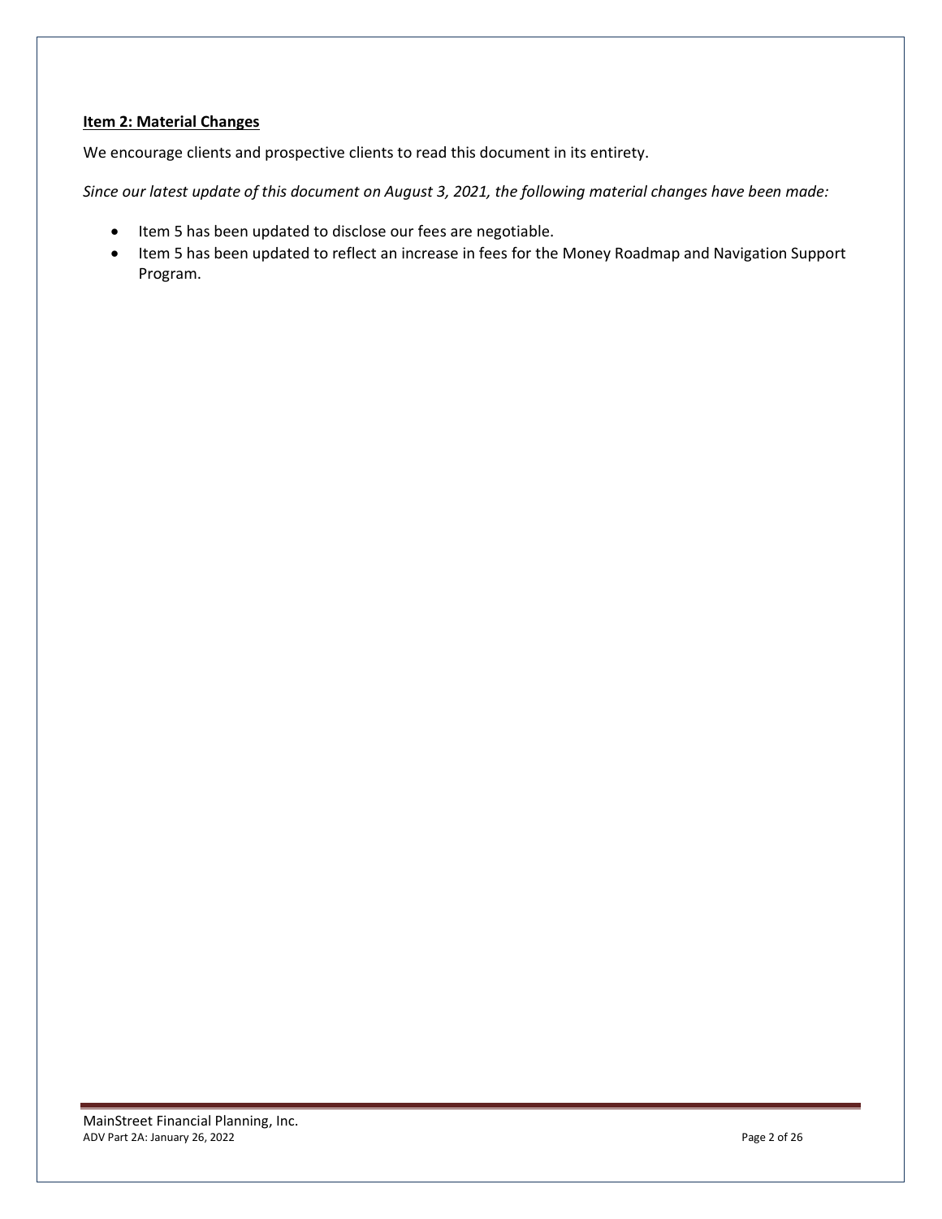## Item 2: Material Changes

We encourage clients and prospective clients to read this document in its entirety.

*Since our latest update of this document on August 3, 2021, the following material changes have been made:*

- Item 5 has been updated to disclose our fees are negotiable.
- Item 5 has been updated to reflect an increase in fees for the Money Roadmap and Navigation Support Program.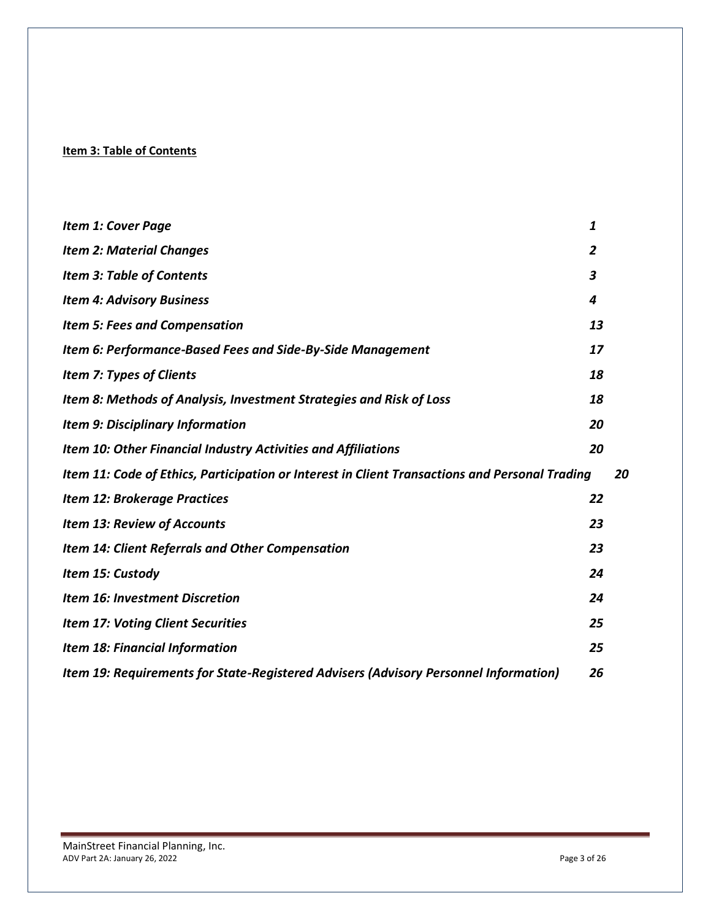**Item 3: Table of Contents**

| | |
|---|---|
| *Item 1: Cover Page* | *1* |
| *Item 2: Material Changes* | *2* |
| *Item 3: Table of Contents* | *3* |
| *Item 4: Advisory Business* | *4* |
| *Item 5: Fees and Compensation* | *13* |
| *Item 6: Performance-Based Fees and Side-By-Side Management* | *17* |
| *Item 7: Types of Clients* | *18* |
| *Item 8: Methods of Analysis, Investment Strategies and Risk of Loss* | *18* |
| *Item 9: Disciplinary Information* | *20* |
| *Item 10: Other Financial Industry Activities and Affiliations* | *20* |
| *Item 11: Code of Ethics, Participation or Interest in Client Transactions and Personal Trading* | *20* |
| *Item 12: Brokerage Practices* | *22* |
| *Item 13: Review of Accounts* | *23* |
| *Item 14: Client Referrals and Other Compensation* | *23* |
| *Item 15: Custody* | *24* |
| *Item 16: Investment Discretion* | *24* |
| *Item 17: Voting Client Securities* | *25* |
| *Item 18: Financial Information* | *25* |
| *Item 19: Requirements for State-Registered Advisers (Advisory Personnel Information)* | *26* |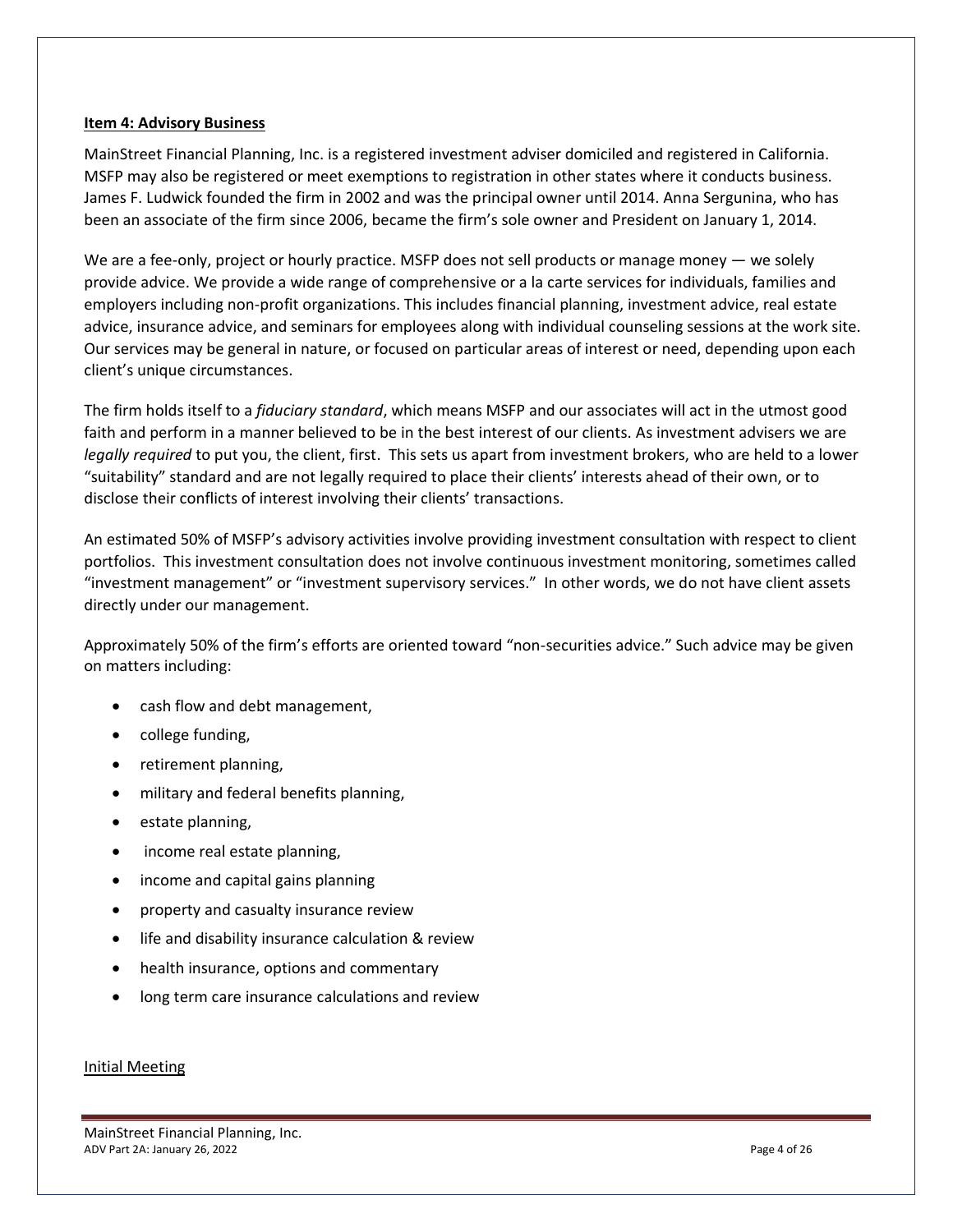## Item 4: Advisory Business

MainStreet Financial Planning, Inc. is a registered investment adviser domiciled and registered in California. MSFP may also be registered or meet exemptions to registration in other states where it conducts business. James F. Ludwick founded the firm in 2002 and was the principal owner until 2014. Anna Sergunina, who has been an associate of the firm since 2006, became the firm's sole owner and President on January 1, 2014.

We are a fee-only, project or hourly practice. MSFP does not sell products or manage money — we solely provide advice. We provide a wide range of comprehensive or a la carte services for individuals, families and employers including non-profit organizations. This includes financial planning, investment advice, real estate advice, insurance advice, and seminars for employees along with individual counseling sessions at the work site. Our services may be general in nature, or focused on particular areas of interest or need, depending upon each client's unique circumstances.

The firm holds itself to a *fiduciary standard*, which means MSFP and our associates will act in the utmost good faith and perform in a manner believed to be in the best interest of our clients. As investment advisers we are *legally required* to put you, the client, first. This sets us apart from investment brokers, who are held to a lower "suitability" standard and are not legally required to place their clients' interests ahead of their own, or to disclose their conflicts of interest involving their clients' transactions.

An estimated 50% of MSFP's advisory activities involve providing investment consultation with respect to client portfolios. This investment consultation does not involve continuous investment monitoring, sometimes called "investment management" or "investment supervisory services." In other words, we do not have client assets directly under our management.

Approximately 50% of the firm's efforts are oriented toward "non-securities advice." Such advice may be given on matters including:

- cash flow and debt management,
- college funding,
- retirement planning,
- military and federal benefits planning,
- estate planning,
- income real estate planning,
- income and capital gains planning
- property and casualty insurance review
- life and disability insurance calculation & review
- health insurance, options and commentary
- long term care insurance calculations and review

### Initial Meeting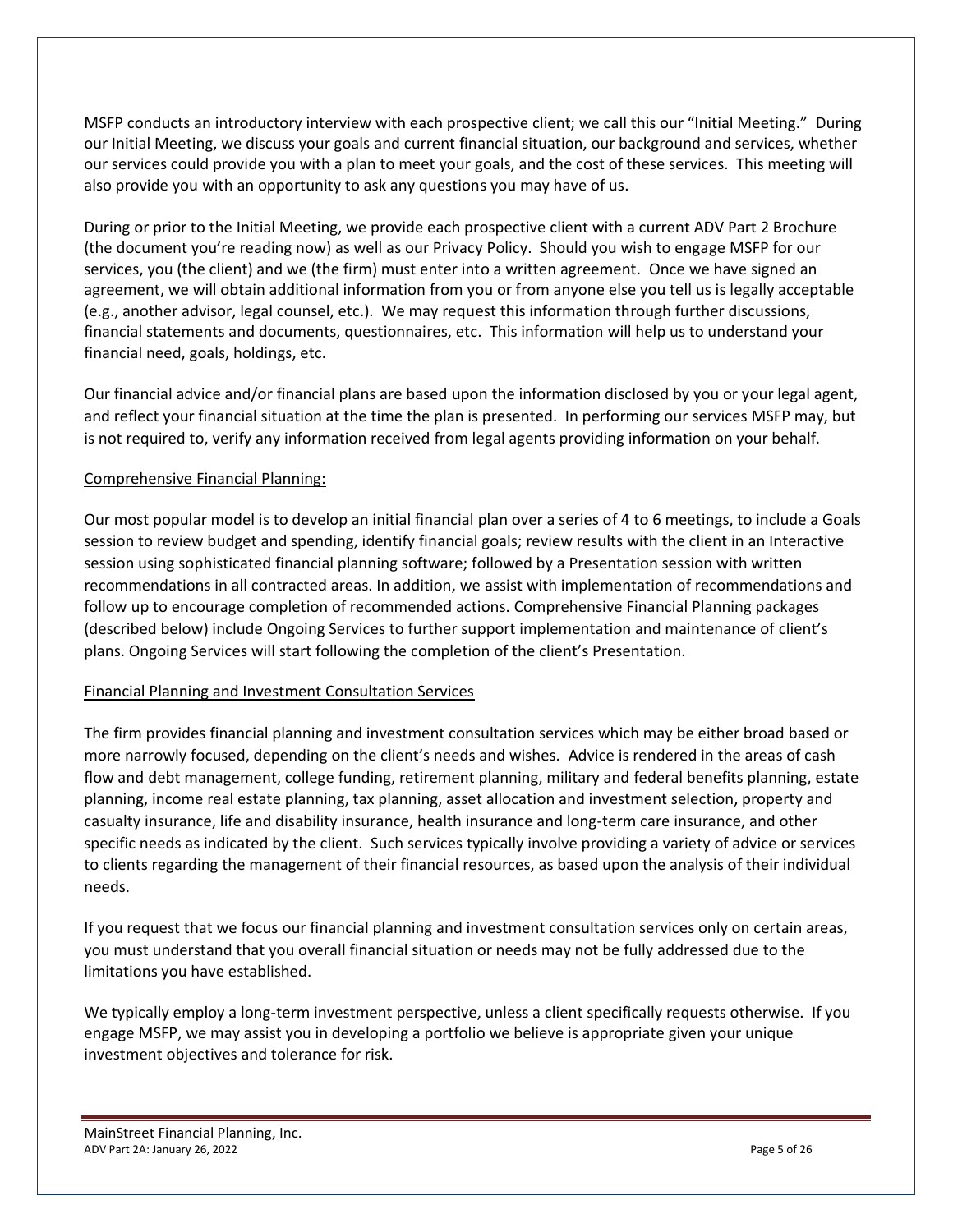MSFP conducts an introductory interview with each prospective client; we call this our "Initial Meeting." During our Initial Meeting, we discuss your goals and current financial situation, our background and services, whether our services could provide you with a plan to meet your goals, and the cost of these services. This meeting will also provide you with an opportunity to ask any questions you may have of us.

During or prior to the Initial Meeting, we provide each prospective client with a current ADV Part 2 Brochure (the document you're reading now) as well as our Privacy Policy. Should you wish to engage MSFP for our services, you (the client) and we (the firm) must enter into a written agreement. Once we have signed an agreement, we will obtain additional information from you or from anyone else you tell us is legally acceptable (e.g., another advisor, legal counsel, etc.). We may request this information through further discussions, financial statements and documents, questionnaires, etc. This information will help us to understand your financial need, goals, holdings, etc.

Our financial advice and/or financial plans are based upon the information disclosed by you or your legal agent, and reflect your financial situation at the time the plan is presented. In performing our services MSFP may, but is not required to, verify any information received from legal agents providing information on your behalf.

<u>Comprehensive Financial Planning:</u>

Our most popular model is to develop an initial financial plan over a series of 4 to 6 meetings, to include a Goals session to review budget and spending, identify financial goals; review results with the client in an Interactive session using sophisticated financial planning software; followed by a Presentation session with written recommendations in all contracted areas. In addition, we assist with implementation of recommendations and follow up to encourage completion of recommended actions. Comprehensive Financial Planning packages (described below) include Ongoing Services to further support implementation and maintenance of client's plans. Ongoing Services will start following the completion of the client's Presentation.

<u>Financial Planning and Investment Consultation Services</u>

The firm provides financial planning and investment consultation services which may be either broad based or more narrowly focused, depending on the client's needs and wishes. Advice is rendered in the areas of cash flow and debt management, college funding, retirement planning, military and federal benefits planning, estate planning, income real estate planning, tax planning, asset allocation and investment selection, property and casualty insurance, life and disability insurance, health insurance and long-term care insurance, and other specific needs as indicated by the client. Such services typically involve providing a variety of advice or services to clients regarding the management of their financial resources, as based upon the analysis of their individual needs.

If you request that we focus our financial planning and investment consultation services only on certain areas, you must understand that you overall financial situation or needs may not be fully addressed due to the limitations you have established.

We typically employ a long-term investment perspective, unless a client specifically requests otherwise. If you engage MSFP, we may assist you in developing a portfolio we believe is appropriate given your unique investment objectives and tolerance for risk.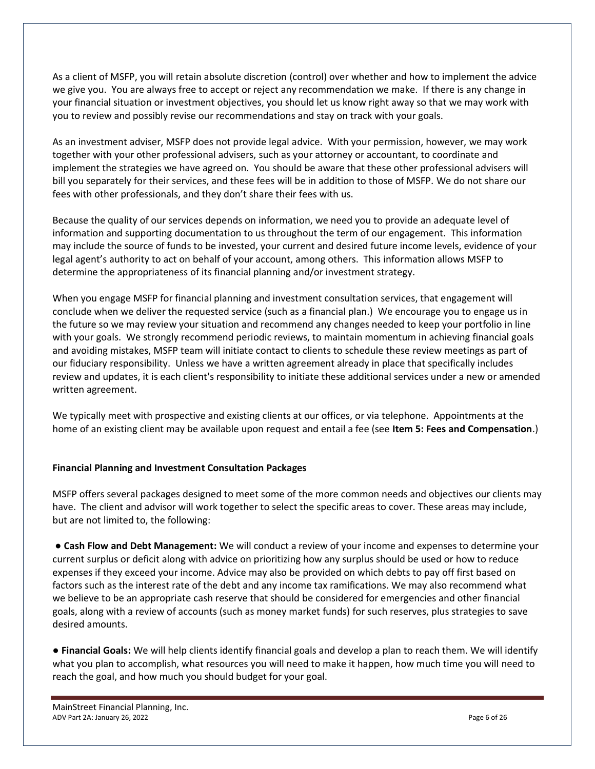As a client of MSFP, you will retain absolute discretion (control) over whether and how to implement the advice we give you. You are always free to accept or reject any recommendation we make. If there is any change in your financial situation or investment objectives, you should let us know right away so that we may work with you to review and possibly revise our recommendations and stay on track with your goals.

As an investment adviser, MSFP does not provide legal advice. With your permission, however, we may work together with your other professional advisers, such as your attorney or accountant, to coordinate and implement the strategies we have agreed on. You should be aware that these other professional advisers will bill you separately for their services, and these fees will be in addition to those of MSFP. We do not share our fees with other professionals, and they don't share their fees with us.

Because the quality of our services depends on information, we need you to provide an adequate level of information and supporting documentation to us throughout the term of our engagement. This information may include the source of funds to be invested, your current and desired future income levels, evidence of your legal agent's authority to act on behalf of your account, among others. This information allows MSFP to determine the appropriateness of its financial planning and/or investment strategy.

When you engage MSFP for financial planning and investment consultation services, that engagement will conclude when we deliver the requested service (such as a financial plan.) We encourage you to engage us in the future so we may review your situation and recommend any changes needed to keep your portfolio in line with your goals. We strongly recommend periodic reviews, to maintain momentum in achieving financial goals and avoiding mistakes, MSFP team will initiate contact to clients to schedule these review meetings as part of our fiduciary responsibility. Unless we have a written agreement already in place that specifically includes review and updates, it is each client's responsibility to initiate these additional services under a new or amended written agreement.

We typically meet with prospective and existing clients at our offices, or via telephone. Appointments at the home of an existing client may be available upon request and entail a fee (see **Item 5: Fees and Compensation**.)

**Financial Planning and Investment Consultation Packages**

MSFP offers several packages designed to meet some of the more common needs and objectives our clients may have. The client and advisor will work together to select the specific areas to cover. These areas may include, but are not limited to, the following:

- **Cash Flow and Debt Management:** We will conduct a review of your income and expenses to determine your current surplus or deficit along with advice on prioritizing how any surplus should be used or how to reduce expenses if they exceed your income. Advice may also be provided on which debts to pay off first based on factors such as the interest rate of the debt and any income tax ramifications. We may also recommend what we believe to be an appropriate cash reserve that should be considered for emergencies and other financial goals, along with a review of accounts (such as money market funds) for such reserves, plus strategies to save desired amounts.

- **Financial Goals:** We will help clients identify financial goals and develop a plan to reach them. We will identify what you plan to accomplish, what resources you will need to make it happen, how much time you will need to reach the goal, and how much you should budget for your goal.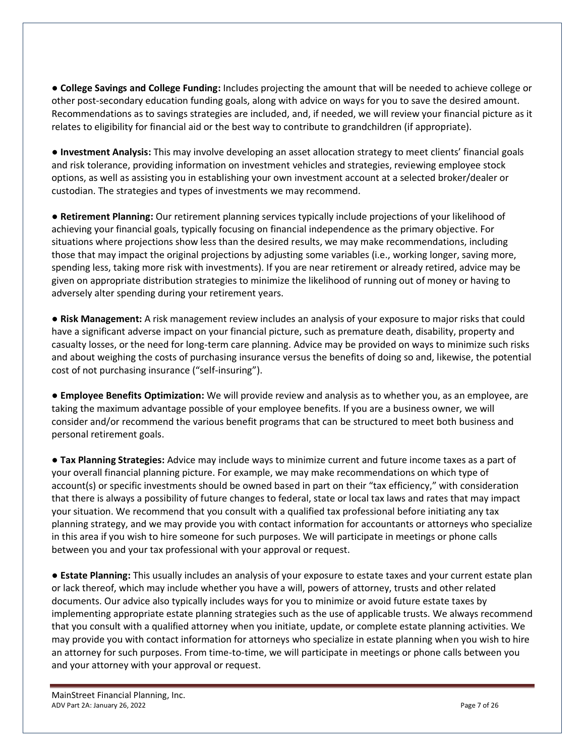● **College Savings and College Funding:** Includes projecting the amount that will be needed to achieve college or other post-secondary education funding goals, along with advice on ways for you to save the desired amount. Recommendations as to savings strategies are included, and, if needed, we will review your financial picture as it relates to eligibility for financial aid or the best way to contribute to grandchildren (if appropriate).

● **Investment Analysis:** This may involve developing an asset allocation strategy to meet clients' financial goals and risk tolerance, providing information on investment vehicles and strategies, reviewing employee stock options, as well as assisting you in establishing your own investment account at a selected broker/dealer or custodian. The strategies and types of investments we may recommend.

● **Retirement Planning:** Our retirement planning services typically include projections of your likelihood of achieving your financial goals, typically focusing on financial independence as the primary objective. For situations where projections show less than the desired results, we may make recommendations, including those that may impact the original projections by adjusting some variables (i.e., working longer, saving more, spending less, taking more risk with investments). If you are near retirement or already retired, advice may be given on appropriate distribution strategies to minimize the likelihood of running out of money or having to adversely alter spending during your retirement years.

● **Risk Management:** A risk management review includes an analysis of your exposure to major risks that could have a significant adverse impact on your financial picture, such as premature death, disability, property and casualty losses, or the need for long-term care planning. Advice may be provided on ways to minimize such risks and about weighing the costs of purchasing insurance versus the benefits of doing so and, likewise, the potential cost of not purchasing insurance ("self-insuring").

● **Employee Benefits Optimization:** We will provide review and analysis as to whether you, as an employee, are taking the maximum advantage possible of your employee benefits. If you are a business owner, we will consider and/or recommend the various benefit programs that can be structured to meet both business and personal retirement goals.

● **Tax Planning Strategies:** Advice may include ways to minimize current and future income taxes as a part of your overall financial planning picture. For example, we may make recommendations on which type of account(s) or specific investments should be owned based in part on their "tax efficiency," with consideration that there is always a possibility of future changes to federal, state or local tax laws and rates that may impact your situation. We recommend that you consult with a qualified tax professional before initiating any tax planning strategy, and we may provide you with contact information for accountants or attorneys who specialize in this area if you wish to hire someone for such purposes. We will participate in meetings or phone calls between you and your tax professional with your approval or request.

● **Estate Planning:** This usually includes an analysis of your exposure to estate taxes and your current estate plan or lack thereof, which may include whether you have a will, powers of attorney, trusts and other related documents. Our advice also typically includes ways for you to minimize or avoid future estate taxes by implementing appropriate estate planning strategies such as the use of applicable trusts. We always recommend that you consult with a qualified attorney when you initiate, update, or complete estate planning activities. We may provide you with contact information for attorneys who specialize in estate planning when you wish to hire an attorney for such purposes. From time-to-time, we will participate in meetings or phone calls between you and your attorney with your approval or request.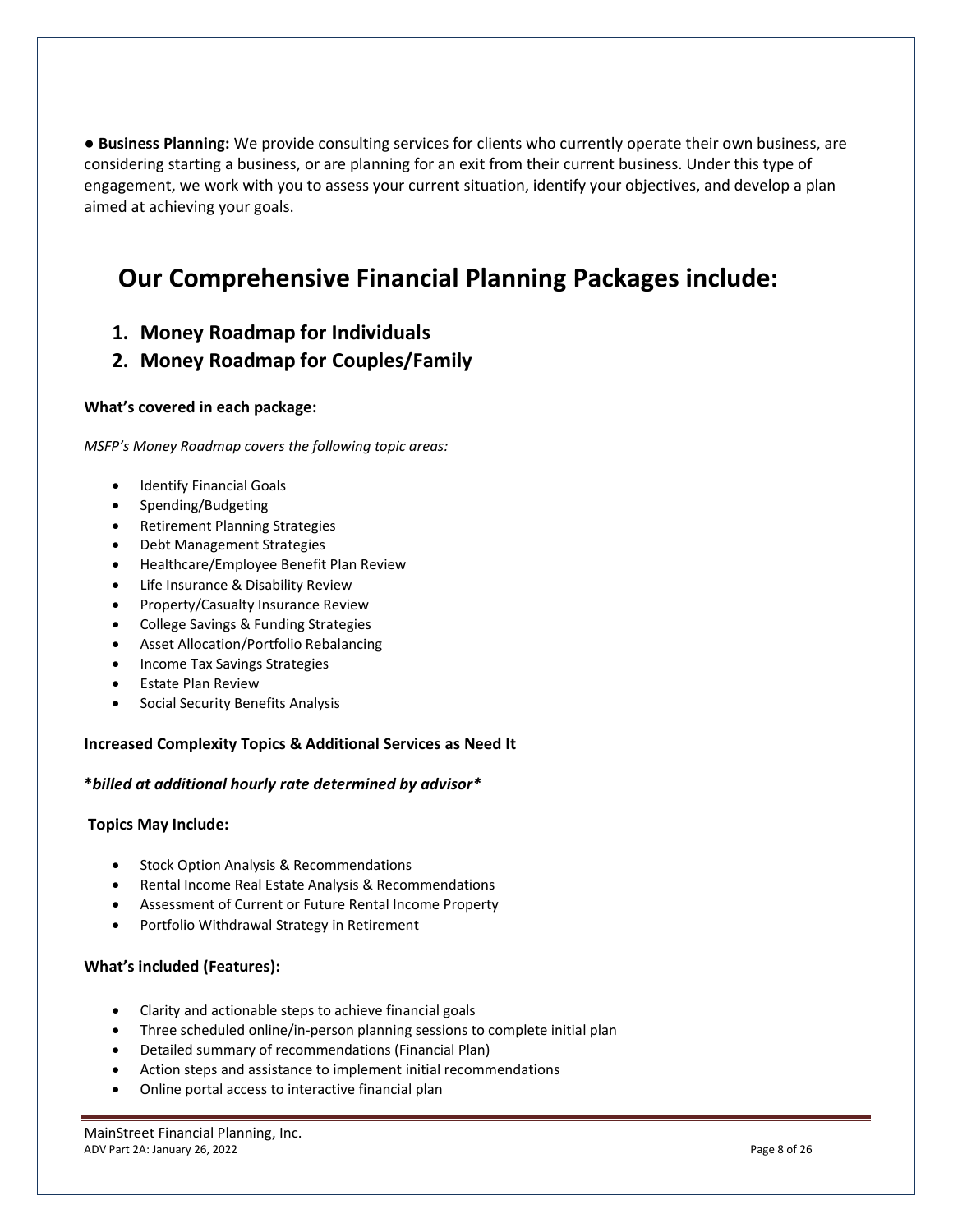● **Business Planning:** We provide consulting services for clients who currently operate their own business, are considering starting a business, or are planning for an exit from their current business. Under this type of engagement, we work with you to assess your current situation, identify your objectives, and develop a plan aimed at achieving your goals.

# Our Comprehensive Financial Planning Packages include:

1. **Money Roadmap for Individuals**
2. **Money Roadmap for Couples/Family**

**What's covered in each package:**

*MSFP's Money Roadmap covers the following topic areas:*

- Identify Financial Goals
- Spending/Budgeting
- Retirement Planning Strategies
- Debt Management Strategies
- Healthcare/Employee Benefit Plan Review
- Life Insurance & Disability Review
- Property/Casualty Insurance Review
- College Savings & Funding Strategies
- Asset Allocation/Portfolio Rebalancing
- Income Tax Savings Strategies
- Estate Plan Review
- Social Security Benefits Analysis

**Increased Complexity Topics & Additional Services as Need It**

**\****billed at additional hourly rate determined by advisor***\***

**Topics May Include:**

- Stock Option Analysis & Recommendations
- Rental Income Real Estate Analysis & Recommendations
- Assessment of Current or Future Rental Income Property
- Portfolio Withdrawal Strategy in Retirement

**What's included (Features):**

- Clarity and actionable steps to achieve financial goals
- Three scheduled online/in-person planning sessions to complete initial plan
- Detailed summary of recommendations (Financial Plan)
- Action steps and assistance to implement initial recommendations
- Online portal access to interactive financial plan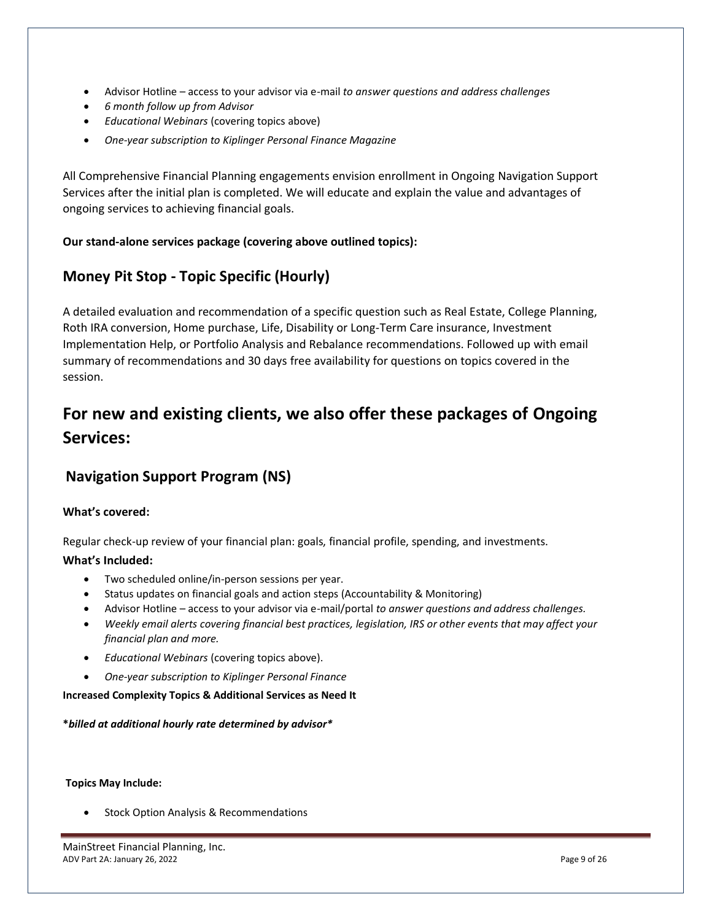- Advisor Hotline – access to your advisor via e-mail *to answer questions and address challenges*
- *6 month follow up from Advisor*
- *Educational Webinars* (covering topics above)
- *One-year subscription to Kiplinger Personal Finance Magazine*

All Comprehensive Financial Planning engagements envision enrollment in Ongoing Navigation Support Services after the initial plan is completed. We will educate and explain the value and advantages of ongoing services to achieving financial goals.

**Our stand-alone services package (covering above outlined topics):**

## Money Pit Stop - Topic Specific (Hourly)

A detailed evaluation and recommendation of a specific question such as Real Estate, College Planning, Roth IRA conversion, Home purchase, Life, Disability or Long-Term Care insurance, Investment Implementation Help, or Portfolio Analysis and Rebalance recommendations. Followed up with email summary of recommendations and 30 days free availability for questions on topics covered in the session.

# For new and existing clients, we also offer these packages of Ongoing Services:

## Navigation Support Program (NS)

**What's covered:**

Regular check-up review of your financial plan: goals, financial profile, spending, and investments.

**What's Included:**

- Two scheduled online/in-person sessions per year.
- Status updates on financial goals and action steps (Accountability & Monitoring)
- Advisor Hotline – access to your advisor via e-mail/portal *to answer questions and address challenges.*
- *Weekly email alerts covering financial best practices, legislation, IRS or other events that may affect your financial plan and more.*
- *Educational Webinars* (covering topics above).
- *One-year subscription to Kiplinger Personal Finance*

**Increased Complexity Topics & Additional Services as Need It**

***billed at additional hourly rate determined by advisor***

**Topics May Include:**

- Stock Option Analysis & Recommendations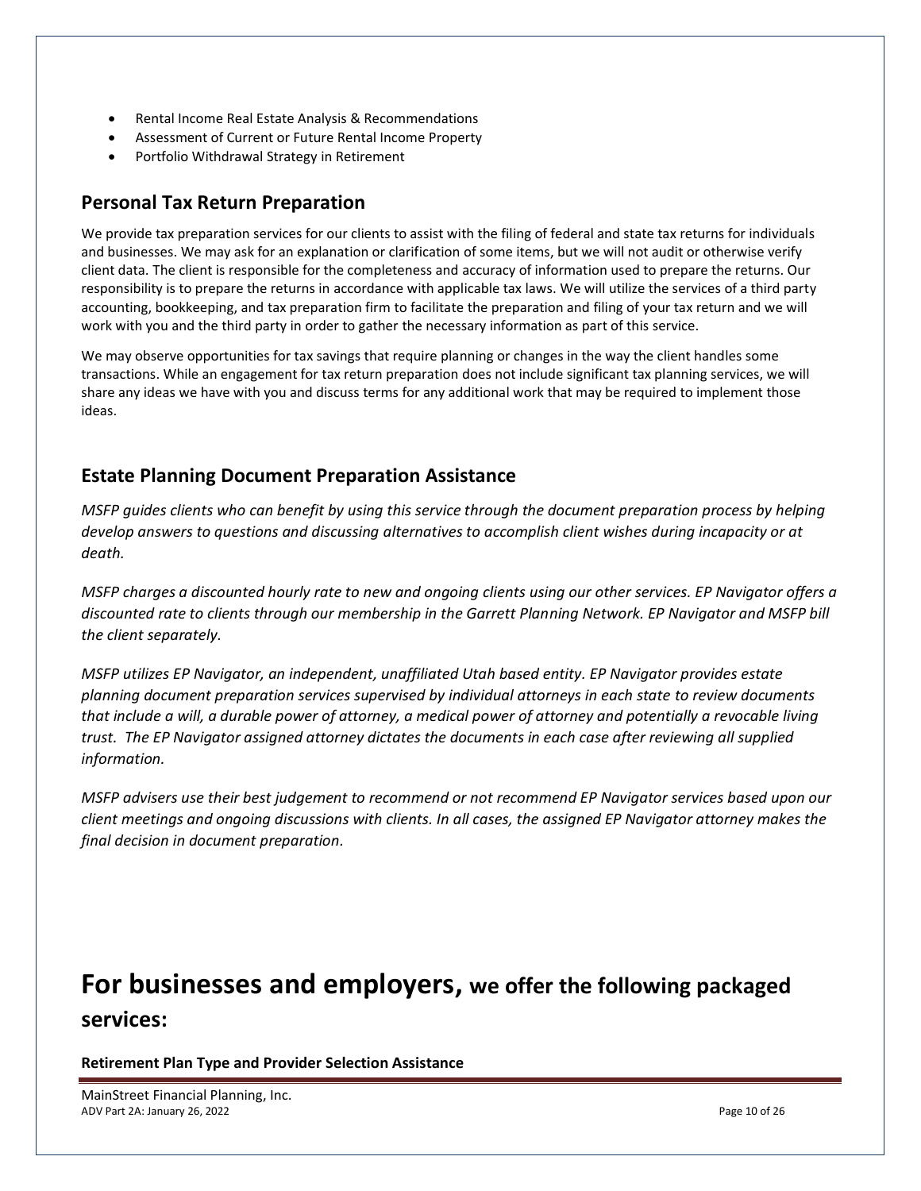- Rental Income Real Estate Analysis & Recommendations
- Assessment of Current or Future Rental Income Property
- Portfolio Withdrawal Strategy in Retirement

## Personal Tax Return Preparation

We provide tax preparation services for our clients to assist with the filing of federal and state tax returns for individuals and businesses. We may ask for an explanation or clarification of some items, but we will not audit or otherwise verify client data. The client is responsible for the completeness and accuracy of information used to prepare the returns. Our responsibility is to prepare the returns in accordance with applicable tax laws. We will utilize the services of a third party accounting, bookkeeping, and tax preparation firm to facilitate the preparation and filing of your tax return and we will work with you and the third party in order to gather the necessary information as part of this service.

We may observe opportunities for tax savings that require planning or changes in the way the client handles some transactions. While an engagement for tax return preparation does not include significant tax planning services, we will share any ideas we have with you and discuss terms for any additional work that may be required to implement those ideas.

## Estate Planning Document Preparation Assistance

*MSFP guides clients who can benefit by using this service through the document preparation process by helping develop answers to questions and discussing alternatives to accomplish client wishes during incapacity or at death.*

*MSFP charges a discounted hourly rate to new and ongoing clients using our other services. EP Navigator offers a discounted rate to clients through our membership in the Garrett Planning Network. EP Navigator and MSFP bill the client separately.*

*MSFP utilizes EP Navigator, an independent, unaffiliated Utah based entity. EP Navigator provides estate planning document preparation services supervised by individual attorneys in each state to review documents that include a will, a durable power of attorney, a medical power of attorney and potentially a revocable living trust. The EP Navigator assigned attorney dictates the documents in each case after reviewing all supplied information.*

*MSFP advisers use their best judgement to recommend or not recommend EP Navigator services based upon our client meetings and ongoing discussions with clients. In all cases, the assigned EP Navigator attorney makes the final decision in document preparation.*

# For businesses and employers, we offer the following packaged services:

**Retirement Plan Type and Provider Selection Assistance**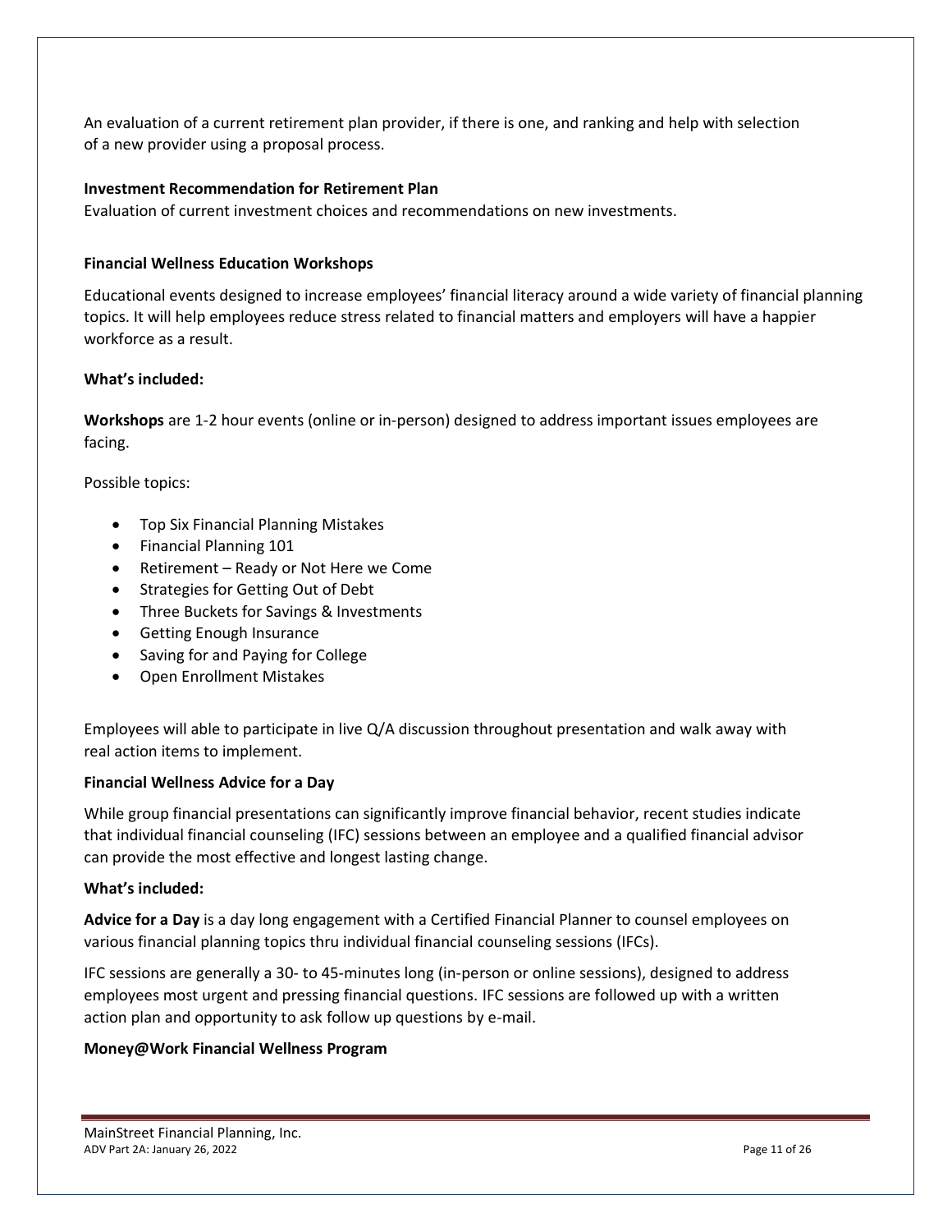An evaluation of a current retirement plan provider, if there is one, and ranking and help with selection of a new provider using a proposal process.

**Investment Recommendation for Retirement Plan**

Evaluation of current investment choices and recommendations on new investments.

**Financial Wellness Education Workshops**

Educational events designed to increase employees' financial literacy around a wide variety of financial planning topics. It will help employees reduce stress related to financial matters and employers will have a happier workforce as a result.

**What's included:**

**Workshops** are 1-2 hour events (online or in-person) designed to address important issues employees are facing.

Possible topics:

- Top Six Financial Planning Mistakes
- Financial Planning 101
- Retirement – Ready or Not Here we Come
- Strategies for Getting Out of Debt
- Three Buckets for Savings & Investments
- Getting Enough Insurance
- Saving for and Paying for College
- Open Enrollment Mistakes

Employees will able to participate in live Q/A discussion throughout presentation and walk away with real action items to implement.

**Financial Wellness Advice for a Day**

While group financial presentations can significantly improve financial behavior, recent studies indicate that individual financial counseling (IFC) sessions between an employee and a qualified financial advisor can provide the most effective and longest lasting change.

**What's included:**

**Advice for a Day** is a day long engagement with a Certified Financial Planner to counsel employees on various financial planning topics thru individual financial counseling sessions (IFCs).

IFC sessions are generally a 30- to 45-minutes long (in-person or online sessions), designed to address employees most urgent and pressing financial questions. IFC sessions are followed up with a written action plan and opportunity to ask follow up questions by e-mail.

**Money@Work Financial Wellness Program**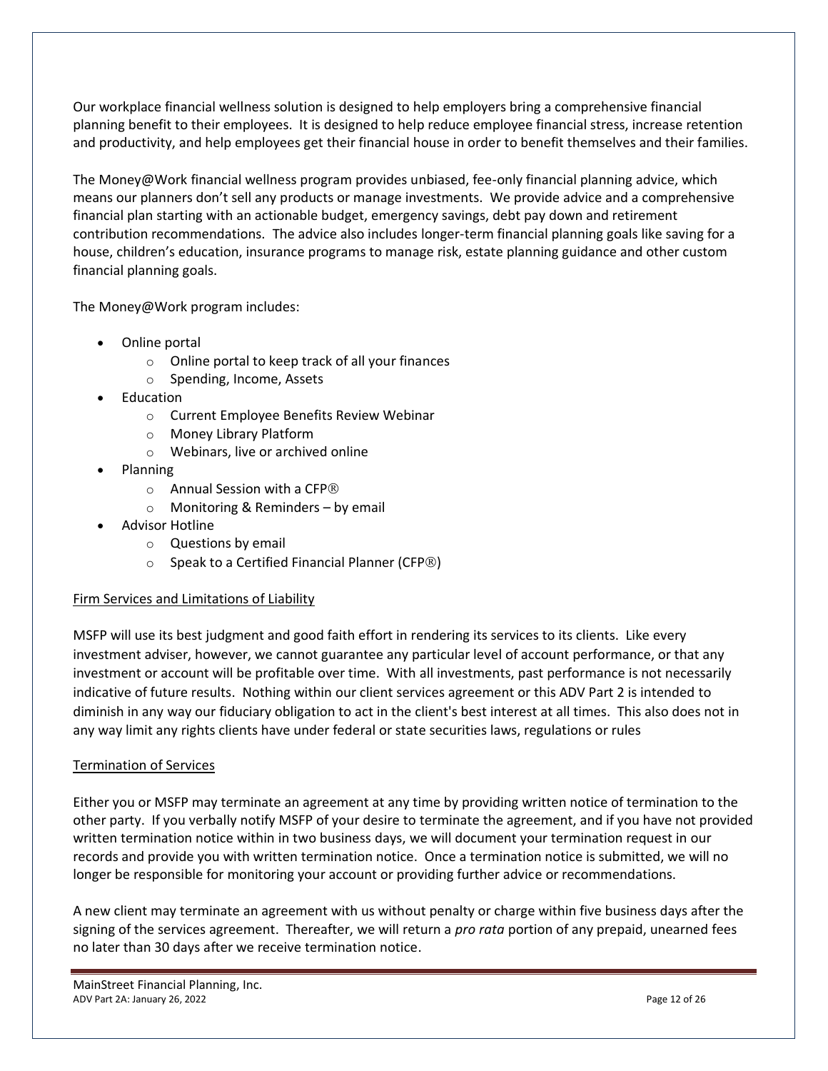Our workplace financial wellness solution is designed to help employers bring a comprehensive financial planning benefit to their employees. It is designed to help reduce employee financial stress, increase retention and productivity, and help employees get their financial house in order to benefit themselves and their families.

The Money@Work financial wellness program provides unbiased, fee-only financial planning advice, which means our planners don't sell any products or manage investments. We provide advice and a comprehensive financial plan starting with an actionable budget, emergency savings, debt pay down and retirement contribution recommendations. The advice also includes longer-term financial planning goals like saving for a house, children's education, insurance programs to manage risk, estate planning guidance and other custom financial planning goals.

The Money@Work program includes:

- Online portal
  - Online portal to keep track of all your finances
  - Spending, Income, Assets
- Education
  - Current Employee Benefits Review Webinar
  - Money Library Platform
  - Webinars, live or archived online
- Planning
  - Annual Session with a CFP®
  - Monitoring & Reminders – by email
- Advisor Hotline
  - Questions by email
  - Speak to a Certified Financial Planner (CFP®)

<u>Firm Services and Limitations of Liability</u>

MSFP will use its best judgment and good faith effort in rendering its services to its clients. Like every investment adviser, however, we cannot guarantee any particular level of account performance, or that any investment or account will be profitable over time. With all investments, past performance is not necessarily indicative of future results. Nothing within our client services agreement or this ADV Part 2 is intended to diminish in any way our fiduciary obligation to act in the client's best interest at all times. This also does not in any way limit any rights clients have under federal or state securities laws, regulations or rules

<u>Termination of Services</u>

Either you or MSFP may terminate an agreement at any time by providing written notice of termination to the other party. If you verbally notify MSFP of your desire to terminate the agreement, and if you have not provided written termination notice within in two business days, we will document your termination request in our records and provide you with written termination notice. Once a termination notice is submitted, we will no longer be responsible for monitoring your account or providing further advice or recommendations.

A new client may terminate an agreement with us without penalty or charge within five business days after the signing of the services agreement. Thereafter, we will return a *pro rata* portion of any prepaid, unearned fees no later than 30 days after we receive termination notice.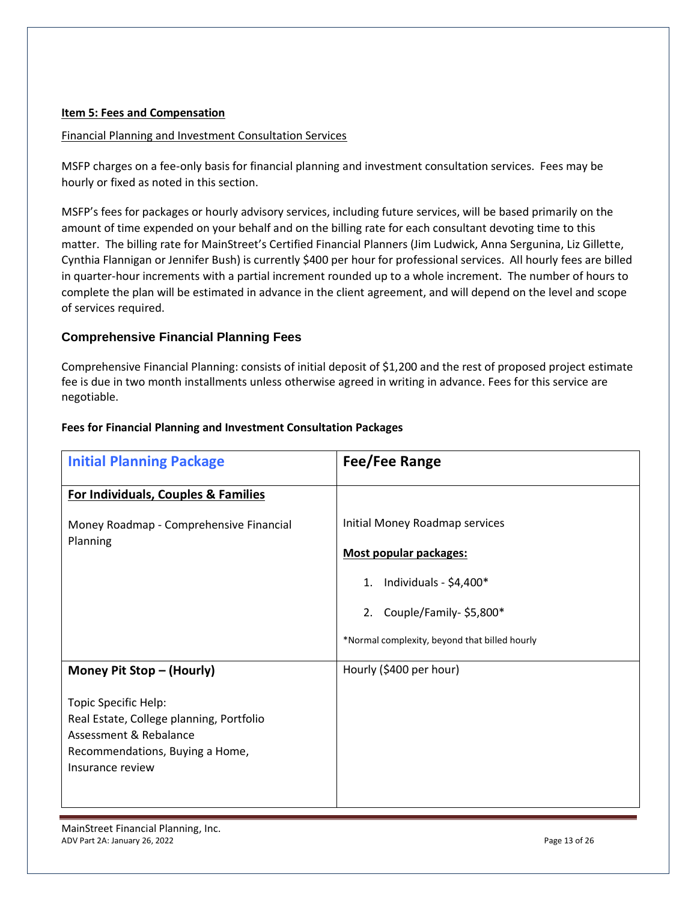**Item 5: Fees and Compensation**

Financial Planning and Investment Consultation Services

MSFP charges on a fee-only basis for financial planning and investment consultation services. Fees may be hourly or fixed as noted in this section.

MSFP's fees for packages or hourly advisory services, including future services, will be based primarily on the amount of time expended on your behalf and on the billing rate for each consultant devoting time to this matter. The billing rate for MainStreet's Certified Financial Planners (Jim Ludwick, Anna Sergunina, Liz Gillette, Cynthia Flannigan or Jennifer Bush) is currently $400 per hour for professional services. All hourly fees are billed in quarter-hour increments with a partial increment rounded up to a whole increment. The number of hours to complete the plan will be estimated in advance in the client agreement, and will depend on the level and scope of services required.

### Comprehensive Financial Planning Fees

Comprehensive Financial Planning: consists of initial deposit of $1,200 and the rest of proposed project estimate fee is due in two month installments unless otherwise agreed in writing in advance. Fees for this service are negotiable.

**Fees for Financial Planning and Investment Consultation Packages**

| Initial Planning Package | Fee/Fee Range |
|---|---|
| **For Individuals, Couples & Families**<br><br>Money Roadmap - Comprehensive Financial Planning | Initial Money Roadmap services<br><br>**Most popular packages:**<br><br>1. Individuals - $4,400*<br>2. Couple/Family- $5,800*<br><br>*Normal complexity, beyond that billed hourly |
| **Money Pit Stop – (Hourly)**<br><br>Topic Specific Help:<br>Real Estate, College planning, Portfolio Assessment & Rebalance Recommendations, Buying a Home, Insurance review | Hourly ($400 per hour) |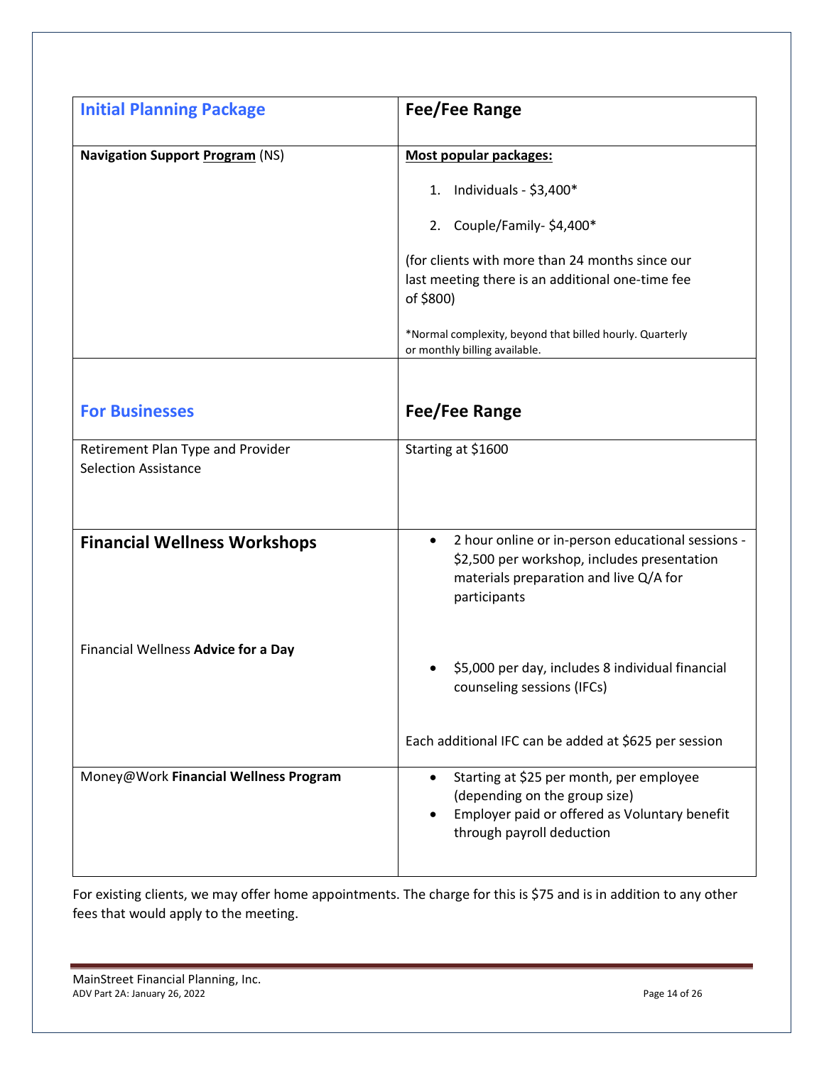| **Initial Planning Package** | **Fee/Fee Range** |
|---|---|
| **Navigation Support <u>Program</u>** (NS) | **<u>Most popular packages:</u>**<br>1. Individuals - $3,400*<br>2. Couple/Family- $4,400*<br>(for clients with more than 24 months since our last meeting there is an additional one-time fee of $800)<br>*Normal complexity, beyond that billed hourly. Quarterly or monthly billing available. |
| **For Businesses** | **Fee/Fee Range** |
| Retirement Plan Type and Provider Selection Assistance | Starting at $1600 |
| **Financial Wellness Workshops** | • 2 hour online or in-person educational sessions - $2,500 per workshop, includes presentation materials preparation and live Q/A for participants |
| Financial Wellness **Advice for a Day** | • $5,000 per day, includes 8 individual financial counseling sessions (IFCs)<br>Each additional IFC can be added at $625 per session |
| Money@Work **Financial Wellness Program** | • Starting at $25 per month, per employee (depending on the group size)<br>• Employer paid or offered as Voluntary benefit through payroll deduction |

For existing clients, we may offer home appointments. The charge for this is $75 and is in addition to any other fees that would apply to the meeting.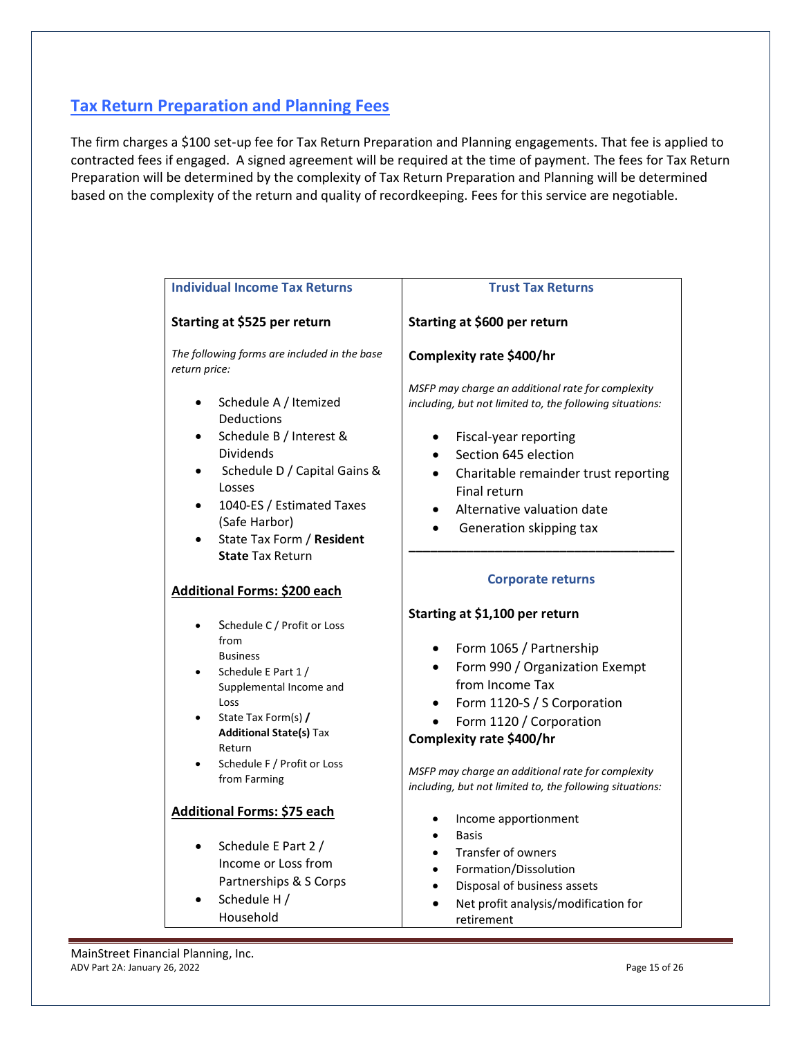## Tax Return Preparation and Planning Fees

The firm charges a $100 set-up fee for Tax Return Preparation and Planning engagements. That fee is applied to contracted fees if engaged. A signed agreement will be required at the time of payment. The fees for Tax Return Preparation will be determined by the complexity of Tax Return Preparation and Planning will be determined based on the complexity of the return and quality of recordkeeping. Fees for this service are negotiable.

### Individual Income Tax Returns

**Starting at $525 per return**

*The following forms are included in the base return price:*

- Schedule A / Itemized Deductions
- Schedule B / Interest & Dividends
- Schedule D / Capital Gains & Losses
- 1040-ES / Estimated Taxes (Safe Harbor)
- State Tax Form / **Resident State** Tax Return

**Additional Forms: $200 each**

- Schedule C / Profit or Loss from Business
- Schedule E Part 1 / Supplemental Income and Loss
- State Tax Form(s) **/ Additional State(s)** Tax Return
- Schedule F / Profit or Loss from Farming

**Additional Forms: $75 each**

- Schedule E Part 2 / Income or Loss from Partnerships & S Corps
- Schedule H / Household

### Trust Tax Returns

**Starting at $600 per return**

**Complexity rate $400/hr**

*MSFP may charge an additional rate for complexity including, but not limited to, the following situations:*

- Fiscal-year reporting
- Section 645 election
- Charitable remainder trust reporting Final return
- Alternative valuation date
- Generation skipping tax

### Corporate returns

**Starting at $1,100 per return**

- Form 1065 / Partnership
- Form 990 / Organization Exempt from Income Tax
- Form 1120-S / S Corporation
- Form 1120 / Corporation

**Complexity rate $400/hr**

*MSFP may charge an additional rate for complexity including, but not limited to, the following situations:*

- Income apportionment
- Basis
- Transfer of owners
- Formation/Dissolution
- Disposal of business assets
- Net profit analysis/modification for retirement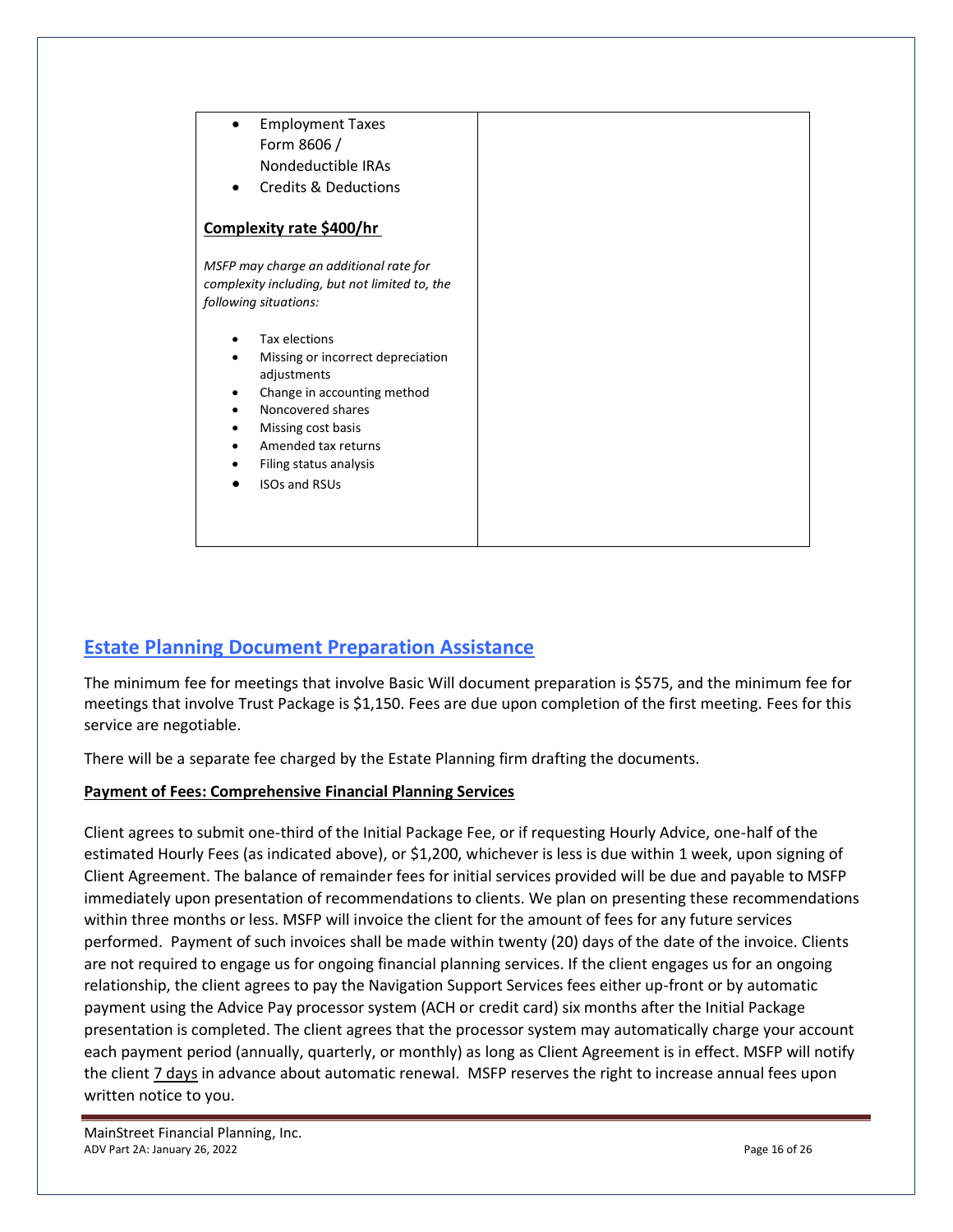| <ul><li>Employment Taxes Form 8606 / Nondeductible IRAs</li><li>Credits & Deductions</li></ul> **Complexity rate $400/hr** *MSFP may charge an additional rate for complexity including, but not limited to, the following situations:* <ul><li>Tax elections</li><li>Missing or incorrect depreciation adjustments</li><li>Change in accounting method</li><li>Noncovered shares</li><li>Missing cost basis</li><li>Amended tax returns</li><li>Filing status analysis</li><li>ISOs and RSUs</li></ul> | |
|---|---|

## Estate Planning Document Preparation Assistance

The minimum fee for meetings that involve Basic Will document preparation is $575, and the minimum fee for meetings that involve Trust Package is $1,150. Fees are due upon completion of the first meeting. Fees for this service are negotiable.

There will be a separate fee charged by the Estate Planning firm drafting the documents.

**Payment of Fees: Comprehensive Financial Planning Services**

Client agrees to submit one-third of the Initial Package Fee, or if requesting Hourly Advice, one-half of the estimated Hourly Fees (as indicated above), or $1,200, whichever is less is due within 1 week, upon signing of Client Agreement. The balance of remainder fees for initial services provided will be due and payable to MSFP immediately upon presentation of recommendations to clients. We plan on presenting these recommendations within three months or less. MSFP will invoice the client for the amount of fees for any future services performed. Payment of such invoices shall be made within twenty (20) days of the date of the invoice. Clients are not required to engage us for ongoing financial planning services. If the client engages us for an ongoing relationship, the client agrees to pay the Navigation Support Services fees either up-front or by automatic payment using the Advice Pay processor system (ACH or credit card) six months after the Initial Package presentation is completed. The client agrees that the processor system may automatically charge your account each payment period (annually, quarterly, or monthly) as long as Client Agreement is in effect. MSFP will notify the client 7 days in advance about automatic renewal. MSFP reserves the right to increase annual fees upon written notice to you.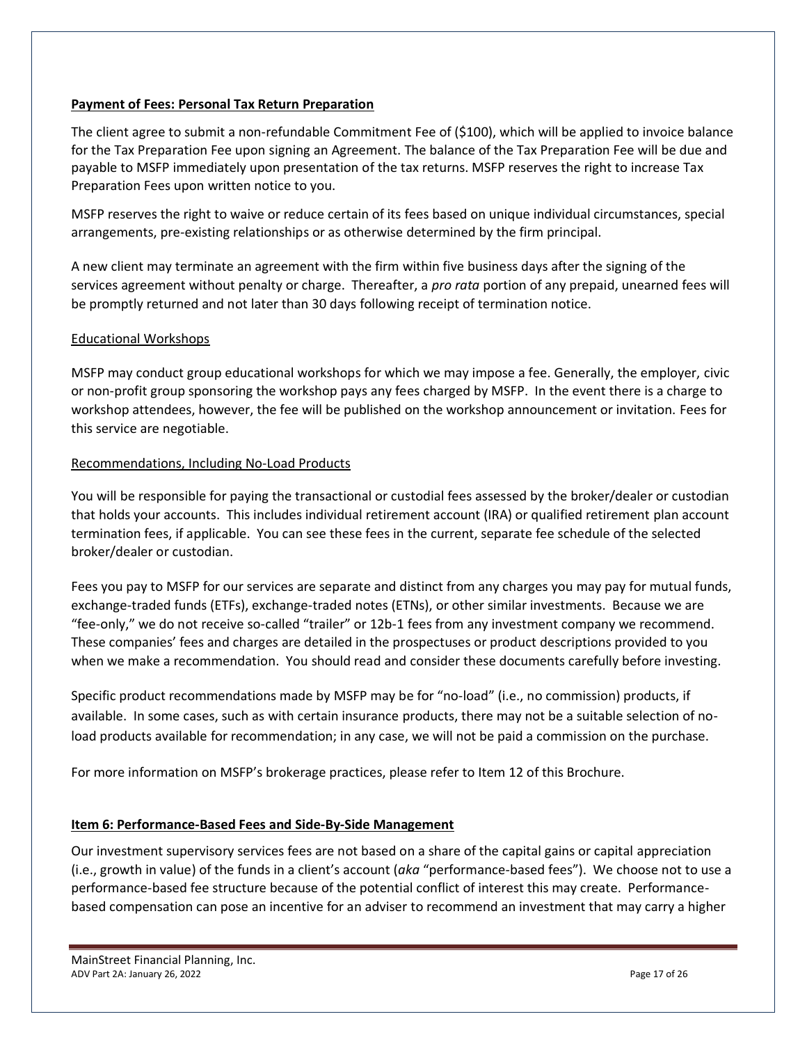**Payment of Fees: Personal Tax Return Preparation**

The client agree to submit a non-refundable Commitment Fee of ($100), which will be applied to invoice balance for the Tax Preparation Fee upon signing an Agreement. The balance of the Tax Preparation Fee will be due and payable to MSFP immediately upon presentation of the tax returns. MSFP reserves the right to increase Tax Preparation Fees upon written notice to you.

MSFP reserves the right to waive or reduce certain of its fees based on unique individual circumstances, special arrangements, pre-existing relationships or as otherwise determined by the firm principal.

A new client may terminate an agreement with the firm within five business days after the signing of the services agreement without penalty or charge. Thereafter, a *pro rata* portion of any prepaid, unearned fees will be promptly returned and not later than 30 days following receipt of termination notice.

Educational Workshops

MSFP may conduct group educational workshops for which we may impose a fee. Generally, the employer, civic or non-profit group sponsoring the workshop pays any fees charged by MSFP. In the event there is a charge to workshop attendees, however, the fee will be published on the workshop announcement or invitation. Fees for this service are negotiable.

Recommendations, Including No-Load Products

You will be responsible for paying the transactional or custodial fees assessed by the broker/dealer or custodian that holds your accounts. This includes individual retirement account (IRA) or qualified retirement plan account termination fees, if applicable. You can see these fees in the current, separate fee schedule of the selected broker/dealer or custodian.

Fees you pay to MSFP for our services are separate and distinct from any charges you may pay for mutual funds, exchange-traded funds (ETFs), exchange-traded notes (ETNs), or other similar investments. Because we are "fee-only," we do not receive so-called "trailer" or 12b-1 fees from any investment company we recommend. These companies' fees and charges are detailed in the prospectuses or product descriptions provided to you when we make a recommendation. You should read and consider these documents carefully before investing.

Specific product recommendations made by MSFP may be for "no-load" (i.e., no commission) products, if available. In some cases, such as with certain insurance products, there may not be a suitable selection of no-load products available for recommendation; in any case, we will not be paid a commission on the purchase.

For more information on MSFP's brokerage practices, please refer to Item 12 of this Brochure.

**Item 6: Performance-Based Fees and Side-By-Side Management**

Our investment supervisory services fees are not based on a share of the capital gains or capital appreciation (i.e., growth in value) of the funds in a client's account (*aka* "performance-based fees"). We choose not to use a performance-based fee structure because of the potential conflict of interest this may create. Performance-based compensation can pose an incentive for an adviser to recommend an investment that may carry a higher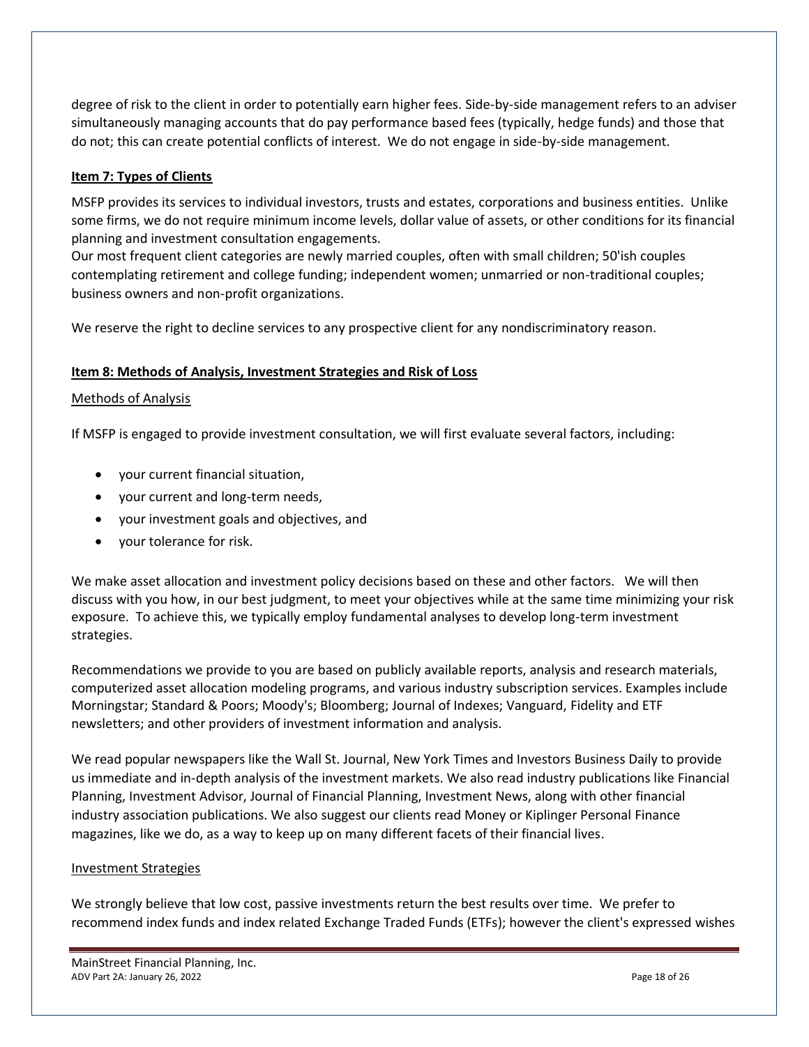degree of risk to the client in order to potentially earn higher fees. Side-by-side management refers to an adviser simultaneously managing accounts that do pay performance based fees (typically, hedge funds) and those that do not; this can create potential conflicts of interest. We do not engage in side-by-side management.

## Item 7: Types of Clients

MSFP provides its services to individual investors, trusts and estates, corporations and business entities. Unlike some firms, we do not require minimum income levels, dollar value of assets, or other conditions for its financial planning and investment consultation engagements.

Our most frequent client categories are newly married couples, often with small children; 50'ish couples contemplating retirement and college funding; independent women; unmarried or non-traditional couples; business owners and non-profit organizations.

We reserve the right to decline services to any prospective client for any nondiscriminatory reason.

## Item 8: Methods of Analysis, Investment Strategies and Risk of Loss

### Methods of Analysis

If MSFP is engaged to provide investment consultation, we will first evaluate several factors, including:

- your current financial situation,
- your current and long-term needs,
- your investment goals and objectives, and
- your tolerance for risk.

We make asset allocation and investment policy decisions based on these and other factors. We will then discuss with you how, in our best judgment, to meet your objectives while at the same time minimizing your risk exposure. To achieve this, we typically employ fundamental analyses to develop long-term investment strategies.

Recommendations we provide to you are based on publicly available reports, analysis and research materials, computerized asset allocation modeling programs, and various industry subscription services. Examples include Morningstar; Standard & Poors; Moody's; Bloomberg; Journal of Indexes; Vanguard, Fidelity and ETF newsletters; and other providers of investment information and analysis.

We read popular newspapers like the Wall St. Journal, New York Times and Investors Business Daily to provide us immediate and in-depth analysis of the investment markets. We also read industry publications like Financial Planning, Investment Advisor, Journal of Financial Planning, Investment News, along with other financial industry association publications. We also suggest our clients read Money or Kiplinger Personal Finance magazines, like we do, as a way to keep up on many different facets of their financial lives.

### Investment Strategies

We strongly believe that low cost, passive investments return the best results over time. We prefer to recommend index funds and index related Exchange Traded Funds (ETFs); however the client's expressed wishes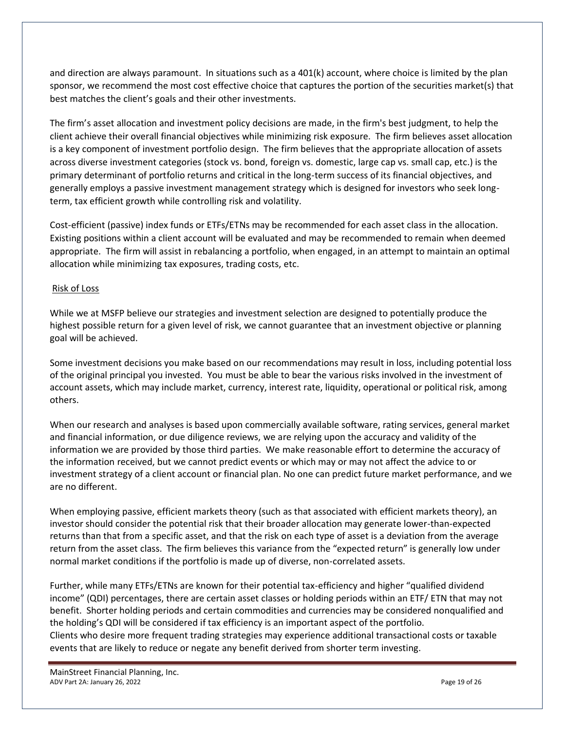and direction are always paramount. In situations such as a 401(k) account, where choice is limited by the plan sponsor, we recommend the most cost effective choice that captures the portion of the securities market(s) that best matches the client's goals and their other investments.

The firm's asset allocation and investment policy decisions are made, in the firm's best judgment, to help the client achieve their overall financial objectives while minimizing risk exposure. The firm believes asset allocation is a key component of investment portfolio design. The firm believes that the appropriate allocation of assets across diverse investment categories (stock vs. bond, foreign vs. domestic, large cap vs. small cap, etc.) is the primary determinant of portfolio returns and critical in the long-term success of its financial objectives, and generally employs a passive investment management strategy which is designed for investors who seek long-term, tax efficient growth while controlling risk and volatility.

Cost-efficient (passive) index funds or ETFs/ETNs may be recommended for each asset class in the allocation. Existing positions within a client account will be evaluated and may be recommended to remain when deemed appropriate. The firm will assist in rebalancing a portfolio, when engaged, in an attempt to maintain an optimal allocation while minimizing tax exposures, trading costs, etc.

<u>Risk of Loss</u>

While we at MSFP believe our strategies and investment selection are designed to potentially produce the highest possible return for a given level of risk, we cannot guarantee that an investment objective or planning goal will be achieved.

Some investment decisions you make based on our recommendations may result in loss, including potential loss of the original principal you invested. You must be able to bear the various risks involved in the investment of account assets, which may include market, currency, interest rate, liquidity, operational or political risk, among others.

When our research and analyses is based upon commercially available software, rating services, general market and financial information, or due diligence reviews, we are relying upon the accuracy and validity of the information we are provided by those third parties. We make reasonable effort to determine the accuracy of the information received, but we cannot predict events or which may or may not affect the advice to or investment strategy of a client account or financial plan. No one can predict future market performance, and we are no different.

When employing passive, efficient markets theory (such as that associated with efficient markets theory), an investor should consider the potential risk that their broader allocation may generate lower-than-expected returns than that from a specific asset, and that the risk on each type of asset is a deviation from the average return from the asset class. The firm believes this variance from the "expected return" is generally low under normal market conditions if the portfolio is made up of diverse, non-correlated assets.

Further, while many ETFs/ETNs are known for their potential tax-efficiency and higher "qualified dividend income" (QDI) percentages, there are certain asset classes or holding periods within an ETF/ ETN that may not benefit. Shorter holding periods and certain commodities and currencies may be considered nonqualified and the holding's QDI will be considered if tax efficiency is an important aspect of the portfolio.
Clients who desire more frequent trading strategies may experience additional transactional costs or taxable events that are likely to reduce or negate any benefit derived from shorter term investing.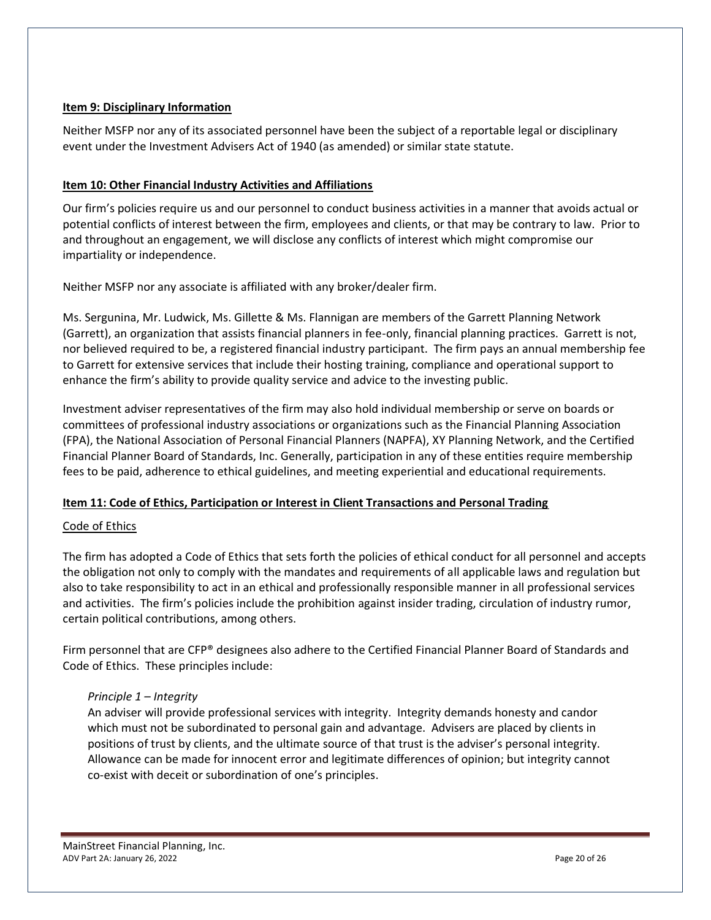**Item 9: Disciplinary Information**

Neither MSFP nor any of its associated personnel have been the subject of a reportable legal or disciplinary event under the Investment Advisers Act of 1940 (as amended) or similar state statute.

**Item 10: Other Financial Industry Activities and Affiliations**

Our firm's policies require us and our personnel to conduct business activities in a manner that avoids actual or potential conflicts of interest between the firm, employees and clients, or that may be contrary to law. Prior to and throughout an engagement, we will disclose any conflicts of interest which might compromise our impartiality or independence.

Neither MSFP nor any associate is affiliated with any broker/dealer firm.

Ms. Sergunina, Mr. Ludwick, Ms. Gillette & Ms. Flannigan are members of the Garrett Planning Network (Garrett), an organization that assists financial planners in fee-only, financial planning practices. Garrett is not, nor believed required to be, a registered financial industry participant. The firm pays an annual membership fee to Garrett for extensive services that include their hosting training, compliance and operational support to enhance the firm's ability to provide quality service and advice to the investing public.

Investment adviser representatives of the firm may also hold individual membership or serve on boards or committees of professional industry associations or organizations such as the Financial Planning Association (FPA), the National Association of Personal Financial Planners (NAPFA), XY Planning Network, and the Certified Financial Planner Board of Standards, Inc. Generally, participation in any of these entities require membership fees to be paid, adherence to ethical guidelines, and meeting experiential and educational requirements.

**Item 11: Code of Ethics, Participation or Interest in Client Transactions and Personal Trading**

Code of Ethics

The firm has adopted a Code of Ethics that sets forth the policies of ethical conduct for all personnel and accepts the obligation not only to comply with the mandates and requirements of all applicable laws and regulation but also to take responsibility to act in an ethical and professionally responsible manner in all professional services and activities. The firm's policies include the prohibition against insider trading, circulation of industry rumor, certain political contributions, among others.

Firm personnel that are CFP® designees also adhere to the Certified Financial Planner Board of Standards and Code of Ethics. These principles include:

*Principle 1 – Integrity*

An adviser will provide professional services with integrity. Integrity demands honesty and candor which must not be subordinated to personal gain and advantage. Advisers are placed by clients in positions of trust by clients, and the ultimate source of that trust is the adviser's personal integrity. Allowance can be made for innocent error and legitimate differences of opinion; but integrity cannot co-exist with deceit or subordination of one's principles.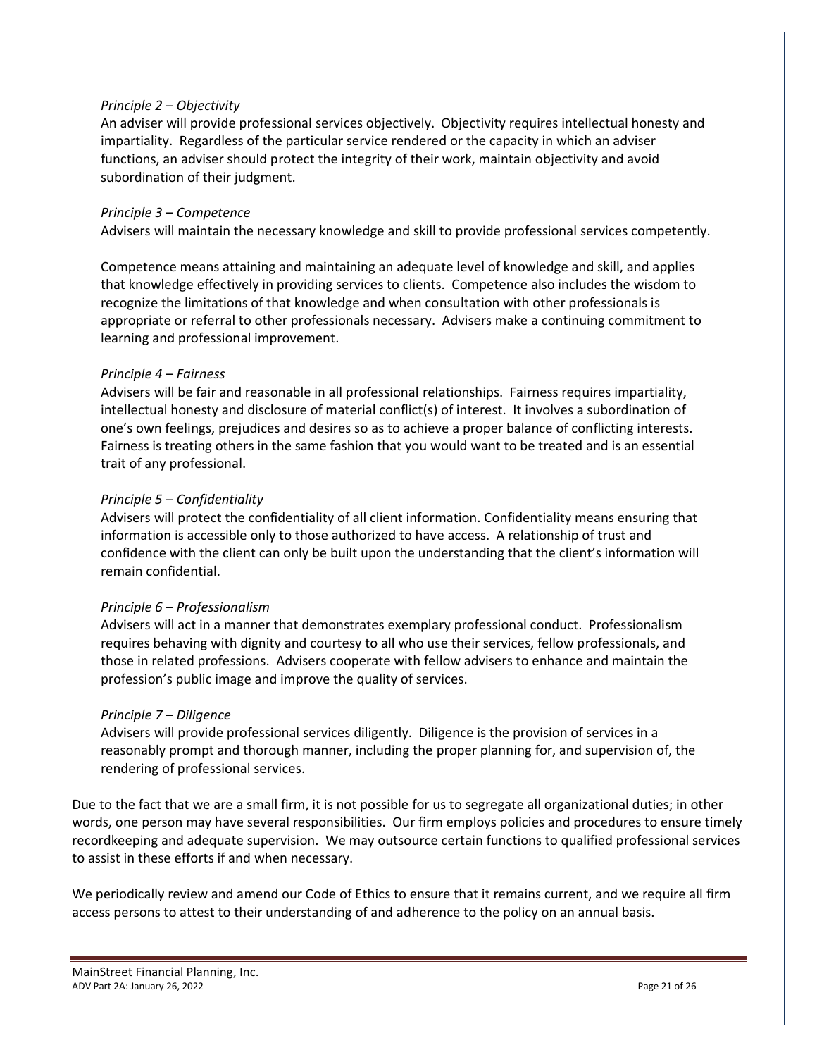*Principle 2 – Objectivity*
An adviser will provide professional services objectively. Objectivity requires intellectual honesty and impartiality. Regardless of the particular service rendered or the capacity in which an adviser functions, an adviser should protect the integrity of their work, maintain objectivity and avoid subordination of their judgment.

*Principle 3 – Competence*
Advisers will maintain the necessary knowledge and skill to provide professional services competently.

Competence means attaining and maintaining an adequate level of knowledge and skill, and applies that knowledge effectively in providing services to clients. Competence also includes the wisdom to recognize the limitations of that knowledge and when consultation with other professionals is appropriate or referral to other professionals necessary. Advisers make a continuing commitment to learning and professional improvement.

*Principle 4 – Fairness*
Advisers will be fair and reasonable in all professional relationships. Fairness requires impartiality, intellectual honesty and disclosure of material conflict(s) of interest. It involves a subordination of one's own feelings, prejudices and desires so as to achieve a proper balance of conflicting interests. Fairness is treating others in the same fashion that you would want to be treated and is an essential trait of any professional.

*Principle 5 – Confidentiality*
Advisers will protect the confidentiality of all client information. Confidentiality means ensuring that information is accessible only to those authorized to have access. A relationship of trust and confidence with the client can only be built upon the understanding that the client's information will remain confidential.

*Principle 6 – Professionalism*
Advisers will act in a manner that demonstrates exemplary professional conduct. Professionalism requires behaving with dignity and courtesy to all who use their services, fellow professionals, and those in related professions. Advisers cooperate with fellow advisers to enhance and maintain the profession's public image and improve the quality of services.

*Principle 7 – Diligence*
Advisers will provide professional services diligently. Diligence is the provision of services in a reasonably prompt and thorough manner, including the proper planning for, and supervision of, the rendering of professional services.

Due to the fact that we are a small firm, it is not possible for us to segregate all organizational duties; in other words, one person may have several responsibilities. Our firm employs policies and procedures to ensure timely recordkeeping and adequate supervision. We may outsource certain functions to qualified professional services to assist in these efforts if and when necessary.

We periodically review and amend our Code of Ethics to ensure that it remains current, and we require all firm access persons to attest to their understanding of and adherence to the policy on an annual basis.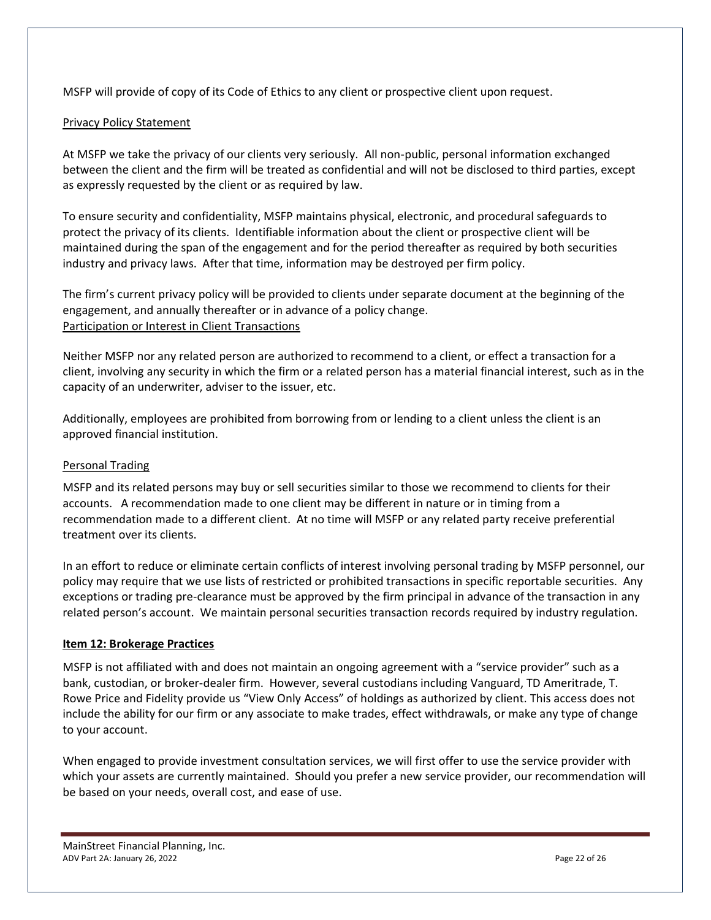MSFP will provide of copy of its Code of Ethics to any client or prospective client upon request.

Privacy Policy Statement

At MSFP we take the privacy of our clients very seriously. All non-public, personal information exchanged between the client and the firm will be treated as confidential and will not be disclosed to third parties, except as expressly requested by the client or as required by law.

To ensure security and confidentiality, MSFP maintains physical, electronic, and procedural safeguards to protect the privacy of its clients. Identifiable information about the client or prospective client will be maintained during the span of the engagement and for the period thereafter as required by both securities industry and privacy laws. After that time, information may be destroyed per firm policy.

The firm's current privacy policy will be provided to clients under separate document at the beginning of the engagement, and annually thereafter or in advance of a policy change.

Participation or Interest in Client Transactions

Neither MSFP nor any related person are authorized to recommend to a client, or effect a transaction for a client, involving any security in which the firm or a related person has a material financial interest, such as in the capacity of an underwriter, adviser to the issuer, etc.

Additionally, employees are prohibited from borrowing from or lending to a client unless the client is an approved financial institution.

Personal Trading

MSFP and its related persons may buy or sell securities similar to those we recommend to clients for their accounts. A recommendation made to one client may be different in nature or in timing from a recommendation made to a different client. At no time will MSFP or any related party receive preferential treatment over its clients.

In an effort to reduce or eliminate certain conflicts of interest involving personal trading by MSFP personnel, our policy may require that we use lists of restricted or prohibited transactions in specific reportable securities. Any exceptions or trading pre-clearance must be approved by the firm principal in advance of the transaction in any related person's account. We maintain personal securities transaction records required by industry regulation.

**Item 12: Brokerage Practices**

MSFP is not affiliated with and does not maintain an ongoing agreement with a "service provider" such as a bank, custodian, or broker-dealer firm. However, several custodians including Vanguard, TD Ameritrade, T. Rowe Price and Fidelity provide us "View Only Access" of holdings as authorized by client. This access does not include the ability for our firm or any associate to make trades, effect withdrawals, or make any type of change to your account.

When engaged to provide investment consultation services, we will first offer to use the service provider with which your assets are currently maintained. Should you prefer a new service provider, our recommendation will be based on your needs, overall cost, and ease of use.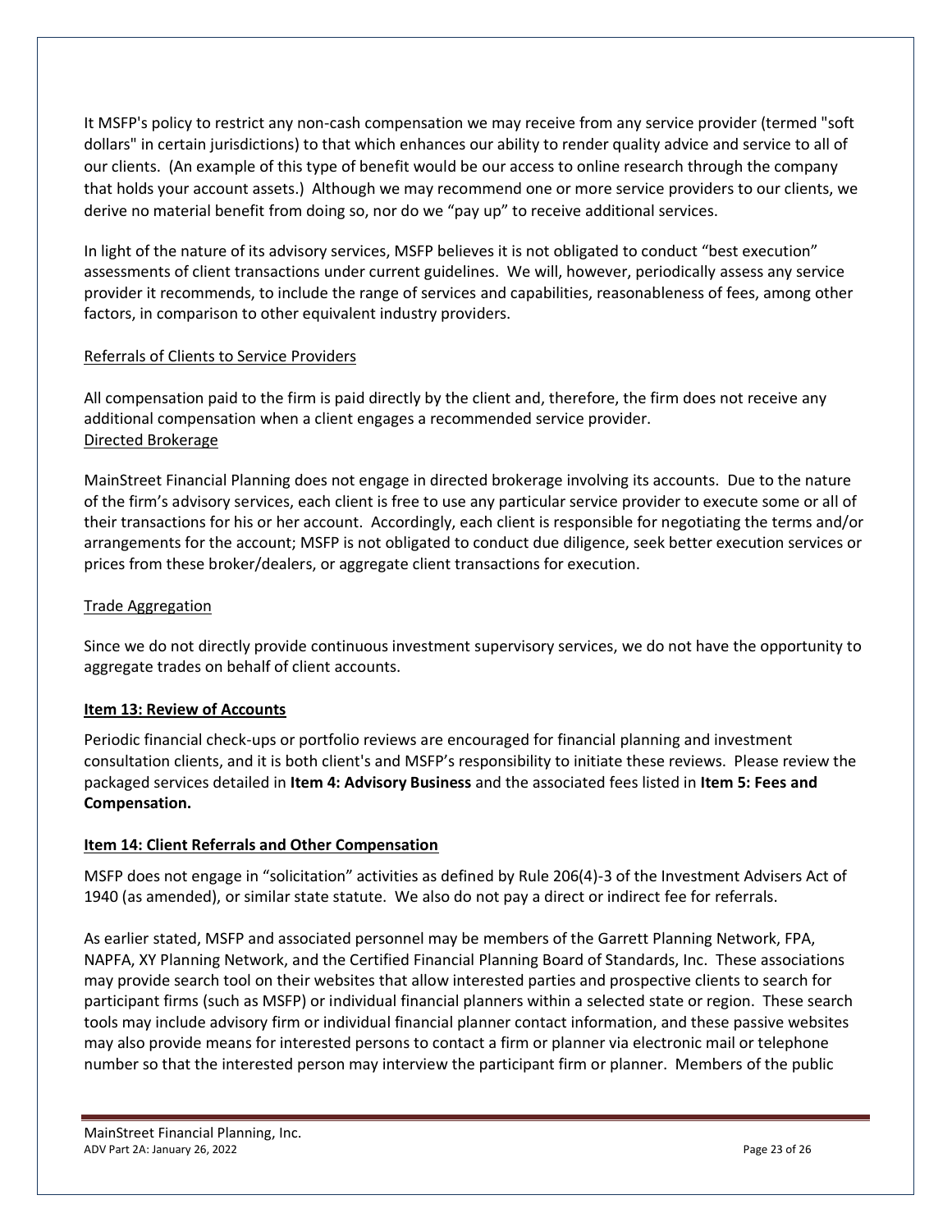It MSFP's policy to restrict any non-cash compensation we may receive from any service provider (termed "soft dollars" in certain jurisdictions) to that which enhances our ability to render quality advice and service to all of our clients. (An example of this type of benefit would be our access to online research through the company that holds your account assets.) Although we may recommend one or more service providers to our clients, we derive no material benefit from doing so, nor do we "pay up" to receive additional services.

In light of the nature of its advisory services, MSFP believes it is not obligated to conduct "best execution" assessments of client transactions under current guidelines. We will, however, periodically assess any service provider it recommends, to include the range of services and capabilities, reasonableness of fees, among other factors, in comparison to other equivalent industry providers.

Referrals of Clients to Service Providers

All compensation paid to the firm is paid directly by the client and, therefore, the firm does not receive any additional compensation when a client engages a recommended service provider.

Directed Brokerage

MainStreet Financial Planning does not engage in directed brokerage involving its accounts. Due to the nature of the firm's advisory services, each client is free to use any particular service provider to execute some or all of their transactions for his or her account. Accordingly, each client is responsible for negotiating the terms and/or arrangements for the account; MSFP is not obligated to conduct due diligence, seek better execution services or prices from these broker/dealers, or aggregate client transactions for execution.

Trade Aggregation

Since we do not directly provide continuous investment supervisory services, we do not have the opportunity to aggregate trades on behalf of client accounts.

## Item 13: Review of Accounts

Periodic financial check-ups or portfolio reviews are encouraged for financial planning and investment consultation clients, and it is both client's and MSFP's responsibility to initiate these reviews. Please review the packaged services detailed in **Item 4: Advisory Business** and the associated fees listed in **Item 5: Fees and Compensation.**

## Item 14: Client Referrals and Other Compensation

MSFP does not engage in "solicitation" activities as defined by Rule 206(4)-3 of the Investment Advisers Act of 1940 (as amended), or similar state statute. We also do not pay a direct or indirect fee for referrals.

As earlier stated, MSFP and associated personnel may be members of the Garrett Planning Network, FPA, NAPFA, XY Planning Network, and the Certified Financial Planning Board of Standards, Inc. These associations may provide search tool on their websites that allow interested parties and prospective clients to search for participant firms (such as MSFP) or individual financial planners within a selected state or region. These search tools may include advisory firm or individual financial planner contact information, and these passive websites may also provide means for interested persons to contact a firm or planner via electronic mail or telephone number so that the interested person may interview the participant firm or planner. Members of the public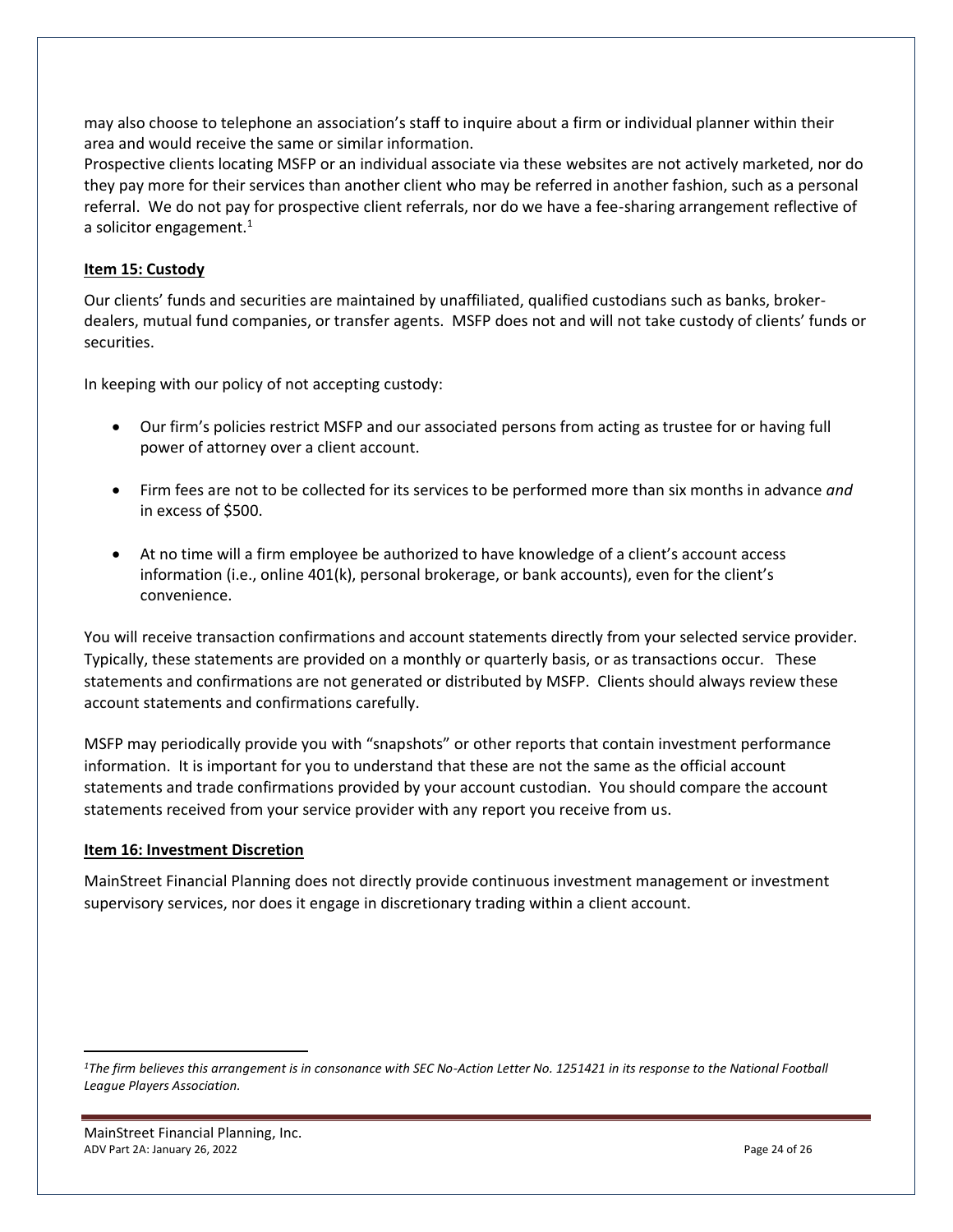may also choose to telephone an association's staff to inquire about a firm or individual planner within their area and would receive the same or similar information.

Prospective clients locating MSFP or an individual associate via these websites are not actively marketed, nor do they pay more for their services than another client who may be referred in another fashion, such as a personal referral. We do not pay for prospective client referrals, nor do we have a fee-sharing arrangement reflective of a solicitor engagement.[1]

**Item 15: Custody**

Our clients' funds and securities are maintained by unaffiliated, qualified custodians such as banks, broker-dealers, mutual fund companies, or transfer agents. MSFP does not and will not take custody of clients' funds or securities.

In keeping with our policy of not accepting custody:

- Our firm's policies restrict MSFP and our associated persons from acting as trustee for or having full power of attorney over a client account.
- Firm fees are not to be collected for its services to be performed more than six months in advance *and* in excess of $500.
- At no time will a firm employee be authorized to have knowledge of a client's account access information (i.e., online 401(k), personal brokerage, or bank accounts), even for the client's convenience.

You will receive transaction confirmations and account statements directly from your selected service provider. Typically, these statements are provided on a monthly or quarterly basis, or as transactions occur. These statements and confirmations are not generated or distributed by MSFP. Clients should always review these account statements and confirmations carefully.

MSFP may periodically provide you with "snapshots" or other reports that contain investment performance information. It is important for you to understand that these are not the same as the official account statements and trade confirmations provided by your account custodian. You should compare the account statements received from your service provider with any report you receive from us.

**Item 16: Investment Discretion**

MainStreet Financial Planning does not directly provide continuous investment management or investment supervisory services, nor does it engage in discretionary trading within a client account.

---

[1] *The firm believes this arrangement is in consonance with SEC No-Action Letter No. 1251421 in its response to the National Football League Players Association.*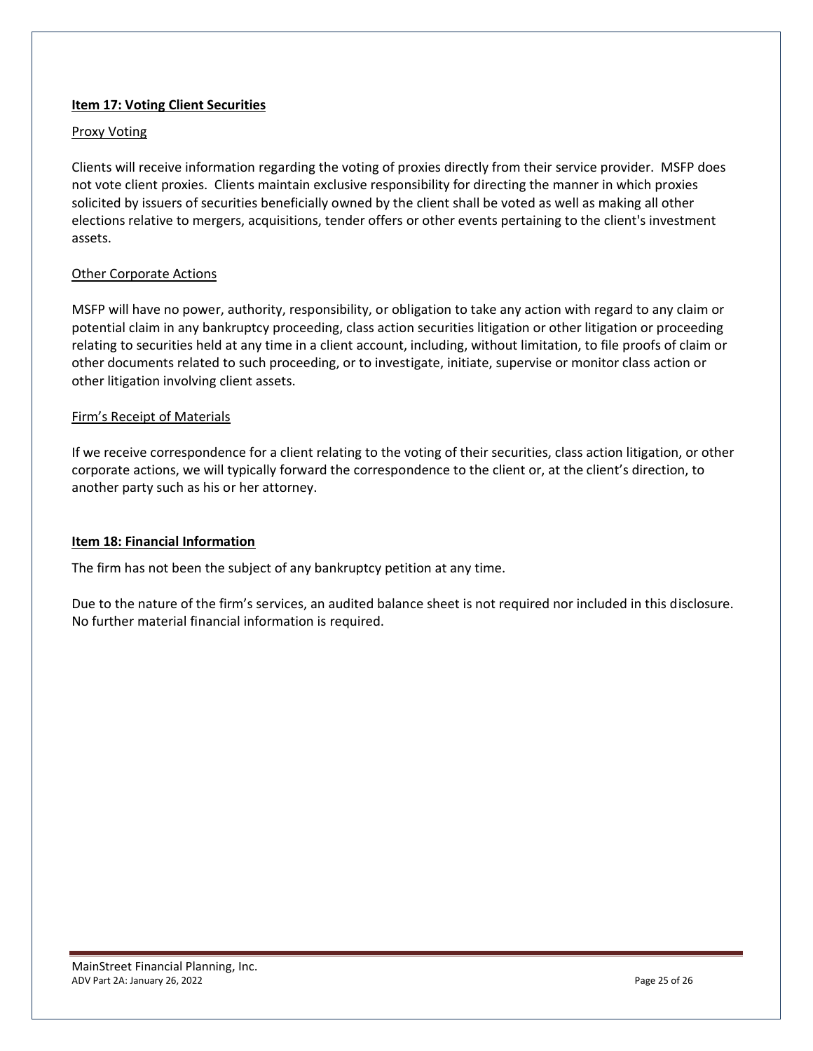## Item 17: Voting Client Securities

### Proxy Voting

Clients will receive information regarding the voting of proxies directly from their service provider. MSFP does not vote client proxies. Clients maintain exclusive responsibility for directing the manner in which proxies solicited by issuers of securities beneficially owned by the client shall be voted as well as making all other elections relative to mergers, acquisitions, tender offers or other events pertaining to the client's investment assets.

### Other Corporate Actions

MSFP will have no power, authority, responsibility, or obligation to take any action with regard to any claim or potential claim in any bankruptcy proceeding, class action securities litigation or other litigation or proceeding relating to securities held at any time in a client account, including, without limitation, to file proofs of claim or other documents related to such proceeding, or to investigate, initiate, supervise or monitor class action or other litigation involving client assets.

### Firm's Receipt of Materials

If we receive correspondence for a client relating to the voting of their securities, class action litigation, or other corporate actions, we will typically forward the correspondence to the client or, at the client's direction, to another party such as his or her attorney.

## Item 18: Financial Information

The firm has not been the subject of any bankruptcy petition at any time.

Due to the nature of the firm's services, an audited balance sheet is not required nor included in this disclosure. No further material financial information is required.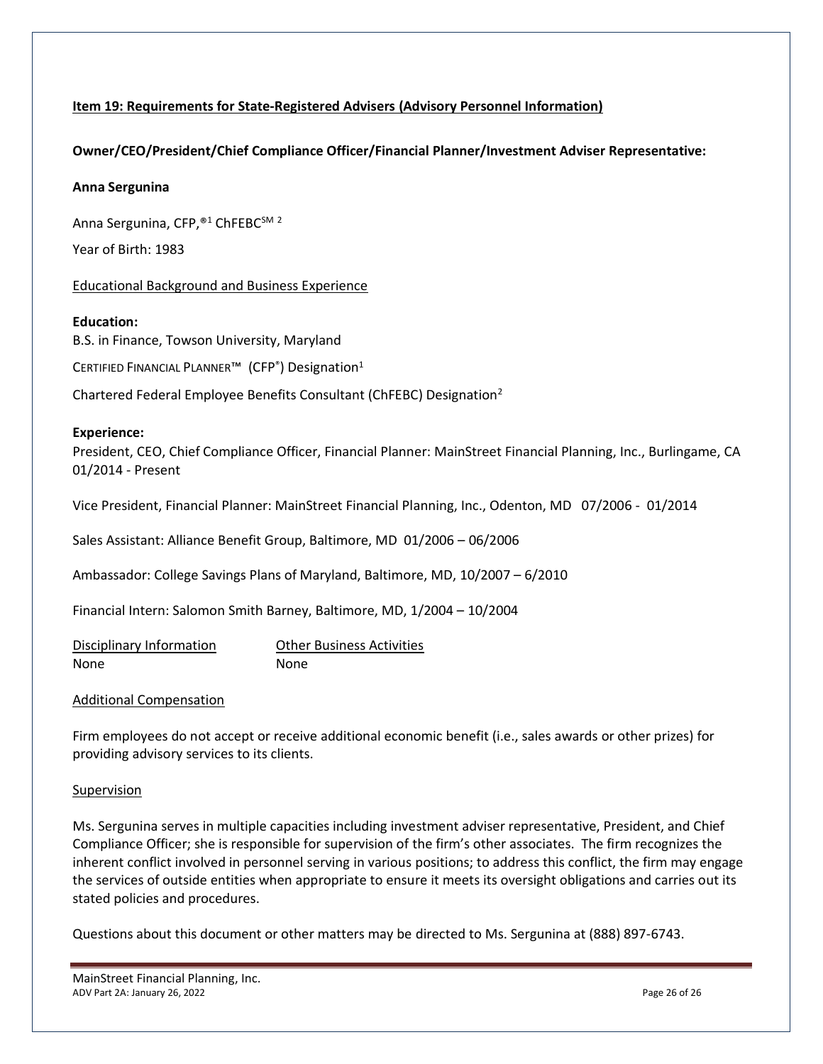## Item 19: Requirements for State-Registered Advisers (Advisory Personnel Information)

**Owner/CEO/President/Chief Compliance Officer/Financial Planner/Investment Adviser Representative:**

**Anna Sergunina**

Anna Sergunina, CFP,®[1] ChFEBC℠ [2]

Year of Birth: 1983

Educational Background and Business Experience

**Education:**
B.S. in Finance, Towson University, Maryland

CERTIFIED FINANCIAL PLANNER™ (CFP®) Designation[1]

Chartered Federal Employee Benefits Consultant (ChFEBC) Designation[2]

**Experience:**
President, CEO, Chief Compliance Officer, Financial Planner: MainStreet Financial Planning, Inc., Burlingame, CA 01/2014 - Present

Vice President, Financial Planner: MainStreet Financial Planning, Inc., Odenton, MD 07/2006 - 01/2014

Sales Assistant: Alliance Benefit Group, Baltimore, MD 01/2006 – 06/2006

Ambassador: College Savings Plans of Maryland, Baltimore, MD, 10/2007 – 6/2010

Financial Intern: Salomon Smith Barney, Baltimore, MD, 1/2004 – 10/2004

| Disciplinary Information | Other Business Activities |
| --- | --- |
| None | None |

Additional Compensation

Firm employees do not accept or receive additional economic benefit (i.e., sales awards or other prizes) for providing advisory services to its clients.

Supervision

Ms. Sergunina serves in multiple capacities including investment adviser representative, President, and Chief Compliance Officer; she is responsible for supervision of the firm's other associates. The firm recognizes the inherent conflict involved in personnel serving in various positions; to address this conflict, the firm may engage the services of outside entities when appropriate to ensure it meets its oversight obligations and carries out its stated policies and procedures.

Questions about this document or other matters may be directed to Ms. Sergunina at (888) 897-6743.